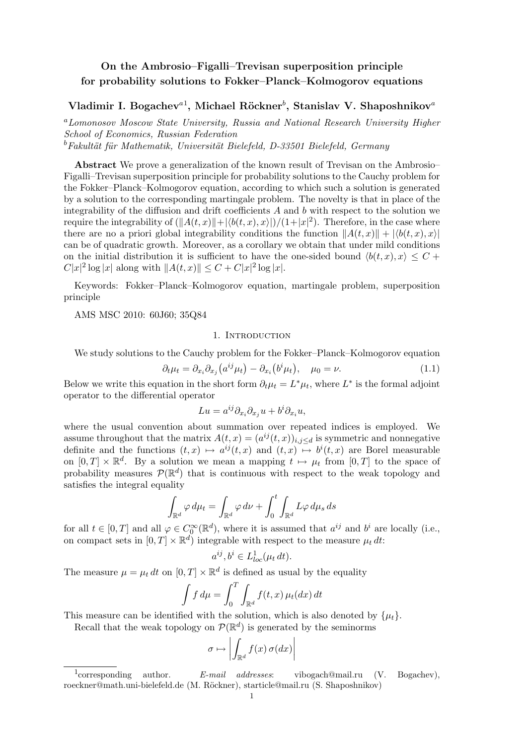# On the Ambrosio–Figalli–Trevisan superposition principle for probability solutions to Fokker–Planck–Kolmogorov equations

**Vladimir I. Bogachev[a1], Michael Röckner[b], Stanislav V. Shaposhnikov[a]**

[a] *Lomonosov Moscow State University, Russia and National Research University Higher School of Economics, Russian Federation*

[b] *Fakultät für Mathematik, Universität Bielefeld, D-33501 Bielefeld, Germany*

**Abstract** We prove a generalization of the known result of Trevisan on the Ambrosio–Figalli–Trevisan superposition principle for probability solutions to the Cauchy problem for the Fokker–Planck–Kolmogorov equation, according to which such a solution is generated by a solution to the corresponding martingale problem. The novelty is that in place of the integrability of the diffusion and drift coefficients $A$ and $b$ with respect to the solution we require the integrability of $(\|A(t,x)\|+|\langle b(t,x),x\rangle|)/(1+|x|^2)$. Therefore, in the case where there are no a priori global integrability conditions the function $\|A(t,x)\|+|\langle b(t,x),x\rangle|$ can be of quadratic growth. Moreover, as a corollary we obtain that under mild conditions on the initial distribution it is sufficient to have the one-sided bound $\langle b(t,x),x\rangle \le C + C|x|^2\log|x|$ along with $\|A(t,x)\|\le C+C|x|^2\log|x|$.

Keywords: Fokker–Planck–Kolmogorov equation, martingale problem, superposition principle

AMS MSC 2010: 60J60; 35Q84

## 1. Introduction

We study solutions to the Cauchy problem for the Fokker–Planck–Kolmogorov equation

$$\partial_t\mu_t = \partial_{x_i}\partial_{x_j}\bigl(a^{ij}\mu_t\bigr) - \partial_{x_i}\bigl(b^i\mu_t\bigr), \quad \mu_0=\nu. \tag{1.1}$$

Below we write this equation in the short form $\partial_t\mu_t = L^*\mu_t$, where $L^*$ is the formal adjoint operator to the differential operator

$$Lu = a^{ij}\partial_{x_i}\partial_{x_j}u + b^i\partial_{x_i}u,$$

where the usual convention about summation over repeated indices is employed. We assume throughout that the matrix $A(t,x)=(a^{ij}(t,x))_{i,j\le d}$ is symmetric and nonnegative definite and the functions $(t,x)\mapsto a^{ij}(t,x)$ and $(t,x)\mapsto b^i(t,x)$ are Borel measurable on $[0,T]\times\mathbb{R}^d$. By a solution we mean a mapping $t\mapsto\mu_t$ from $[0,T]$ to the space of probability measures $\mathcal{P}(\mathbb{R}^d)$ that is continuous with respect to the weak topology and satisfies the integral equality

$$\int_{\mathbb{R}^d}\varphi\,d\mu_t = \int_{\mathbb{R}^d}\varphi\,d\nu + \int_0^t\int_{\mathbb{R}^d}L\varphi\,d\mu_s\,ds$$

for all $t\in[0,T]$ and all $\varphi\in C_0^\infty(\mathbb{R}^d)$, where it is assumed that $a^{ij}$ and $b^i$ are locally (i.e., on compact sets in $[0,T]\times\mathbb{R}^d$) integrable with respect to the measure $\mu_t\,dt$:

$$a^{ij}, b^i \in L^1_{loc}(\mu_t\,dt).$$

The measure $\mu=\mu_t\,dt$ on $[0,T]\times\mathbb{R}^d$ is defined as usual by the equality

$$\int f\,d\mu = \int_0^T\int_{\mathbb{R}^d} f(t,x)\,\mu_t(dx)\,dt$$

This measure can be identified with the solution, which is also denoted by $\{\mu_t\}$.

Recall that the weak topology on $\mathcal{P}(\mathbb{R}^d)$ is generated by the seminorms

$$\sigma \mapsto \left|\int_{\mathbb{R}^d} f(x)\,\sigma(dx)\right|$$

[1] corresponding author. *E-mail addresses*: vibogach@mail.ru (V. Bogachev), roeckner@math.uni-bielefeld.de (M. Röckner), starticle@mail.ru (S. Shaposhnikov)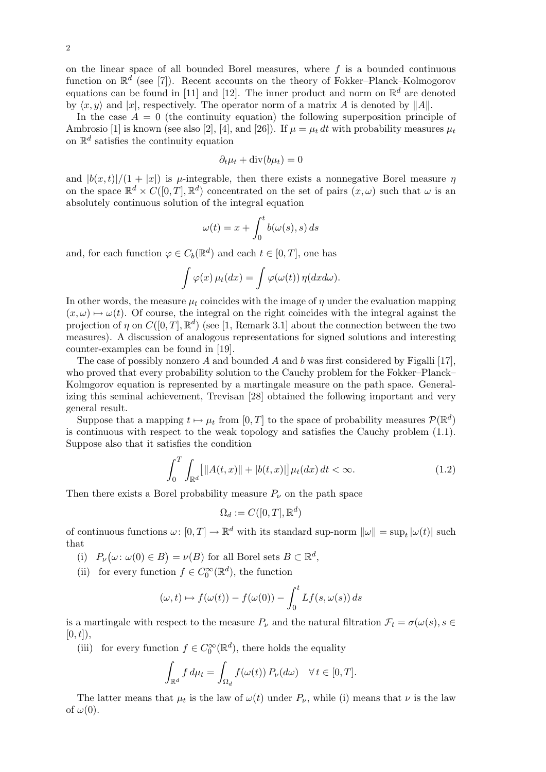on the linear space of all bounded Borel measures, where $f$ is a bounded continuous function on $\mathbb{R}^d$ (see [7]). Recent accounts on the theory of Fokker–Planck–Kolmogorov equations can be found in [11] and [12]. The inner product and norm on $\mathbb{R}^d$ are denoted by $\langle x, y\rangle$ and $|x|$, respectively. The operator norm of a matrix $A$ is denoted by $\|A\|$.

In the case $A = 0$ (the continuity equation) the following superposition principle of Ambrosio [1] is known (see also [2], [4], and [26]). If $\mu = \mu_t\, dt$ with probability measures $\mu_t$ on $\mathbb{R}^d$ satisfies the continuity equation

$$\partial_t \mu_t + \operatorname{div}(b\mu_t) = 0$$

and $|b(x,t)|/(1+|x|)$ is $\mu$-integrable, then there exists a nonnegative Borel measure $\eta$ on the space $\mathbb{R}^d \times C([0,T],\mathbb{R}^d)$ concentrated on the set of pairs $(x,\omega)$ such that $\omega$ is an absolutely continuous solution of the integral equation

$$\omega(t) = x + \int_0^t b(\omega(s), s)\, ds$$

and, for each function $\varphi \in C_b(\mathbb{R}^d)$ and each $t \in [0,T]$, one has

$$\int \varphi(x)\, \mu_t(dx) = \int \varphi(\omega(t))\, \eta(dx d\omega).$$

In other words, the measure $\mu_t$ coincides with the image of $\eta$ under the evaluation mapping $(x,\omega) \mapsto \omega(t)$. Of course, the integral on the right coincides with the integral against the projection of $\eta$ on $C([0,T],\mathbb{R}^d)$ (see [1, Remark 3.1] about the connection between the two measures). A discussion of analogous representations for signed solutions and interesting counter-examples can be found in [19].

The case of possibly nonzero $A$ and bounded $A$ and $b$ was first considered by Figalli [17], who proved that every probability solution to the Cauchy problem for the Fokker–Planck–Kolmgorov equation is represented by a martingale measure on the path space. Generalizing this seminal achievement, Trevisan [28] obtained the following important and very general result.

Suppose that a mapping $t \mapsto \mu_t$ from $[0,T]$ to the space of probability measures $\mathcal{P}(\mathbb{R}^d)$ is continuous with respect to the weak topology and satisfies the Cauchy problem (1.1). Suppose also that it satisfies the condition

$$\int_0^T \int_{\mathbb{R}^d} \big[\|A(t,x)\| + |b(t,x)|\big]\, \mu_t(dx)\, dt < \infty. \tag{1.2}$$

Then there exists a Borel probability measure $P_\nu$ on the path space

$$\Omega_d := C([0,T],\mathbb{R}^d)$$

of continuous functions $\omega\colon [0,T] \to \mathbb{R}^d$ with its standard sup-norm $\|\omega\| = \sup_t |\omega(t)|$ such that

(i) $P_\nu\big(\omega\colon \omega(0) \in B\big) = \nu(B)$ for all Borel sets $B \subset \mathbb{R}^d$,

(ii) for every function $f \in C_0^\infty(\mathbb{R}^d)$, the function

$$(\omega, t) \mapsto f(\omega(t)) - f(\omega(0)) - \int_0^t Lf(s, \omega(s))\, ds$$

is a martingale with respect to the measure $P_\nu$ and the natural filtration $\mathcal{F}_t = \sigma(\omega(s), s \in [0,t])$,

(iii) for every function $f \in C_0^\infty(\mathbb{R}^d)$, there holds the equality

$$\int_{\mathbb{R}^d} f\, d\mu_t = \int_{\Omega_d} f(\omega(t))\, P_\nu(d\omega) \quad \forall\, t \in [0,T].$$

The latter means that $\mu_t$ is the law of $\omega(t)$ under $P_\nu$, while (i) means that $\nu$ is the law of $\omega(0)$.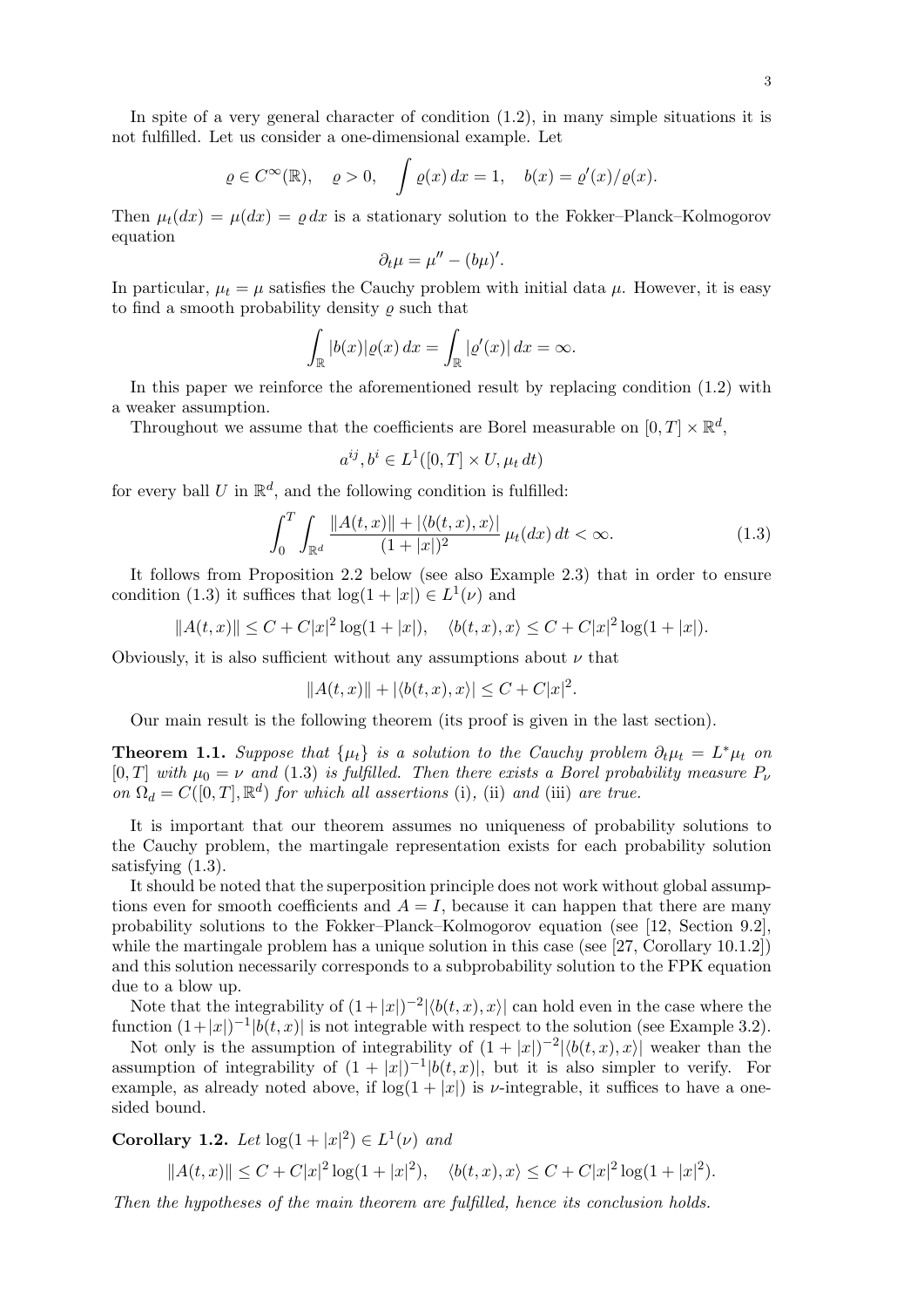In spite of a very general character of condition (1.2), in many simple situations it is not fulfilled. Let us consider a one-dimensional example. Let

$$\varrho \in C^\infty(\mathbb{R}), \quad \varrho > 0, \quad \int \varrho(x)\,dx = 1, \quad b(x) = \varrho'(x)/\varrho(x).$$

Then $\mu_t(dx) = \mu(dx) = \varrho\,dx$ is a stationary solution to the Fokker–Planck–Kolmogorov equation

$$\partial_t \mu = \mu'' - (b\mu)'.$$

In particular, $\mu_t = \mu$ satisfies the Cauchy problem with initial data $\mu$. However, it is easy to find a smooth probability density $\varrho$ such that

$$\int_{\mathbb{R}} |b(x)|\varrho(x)\,dx = \int_{\mathbb{R}} |\varrho'(x)|\,dx = \infty.$$

In this paper we reinforce the aforementioned result by replacing condition (1.2) with a weaker assumption.

Throughout we assume that the coefficients are Borel measurable on $[0,T] \times \mathbb{R}^d$,

$$a^{ij}, b^i \in L^1([0,T] \times U, \mu_t\,dt)$$

for every ball $U$ in $\mathbb{R}^d$, and the following condition is fulfilled:

$$\int_0^T \int_{\mathbb{R}^d} \frac{\|A(t,x)\| + |\langle b(t,x), x\rangle|}{(1+|x|)^2}\,\mu_t(dx)\,dt < \infty. \tag{1.3}$$

It follows from Proposition 2.2 below (see also Example 2.3) that in order to ensure condition (1.3) it suffices that $\log(1+|x|) \in L^1(\nu)$ and

$$\|A(t,x)\| \le C + C|x|^2 \log(1+|x|), \quad \langle b(t,x), x\rangle \le C + C|x|^2 \log(1+|x|).$$

Obviously, it is also sufficient without any assumptions about $\nu$ that

$$\|A(t,x)\| + |\langle b(t,x), x\rangle| \le C + C|x|^2.$$

Our main result is the following theorem (its proof is given in the last section).

**Theorem 1.1.** *Suppose that $\{\mu_t\}$ is a solution to the Cauchy problem $\partial_t \mu_t = L^*\mu_t$ on $[0,T]$ with $\mu_0 = \nu$ and (1.3) is fulfilled. Then there exists a Borel probability measure $P_\nu$ on $\Omega_d = C([0,T], \mathbb{R}^d)$ for which all assertions* (i), (ii) *and* (iii) *are true.*

It is important that our theorem assumes no uniqueness of probability solutions to the Cauchy problem, the martingale representation exists for each probability solution satisfying (1.3).

It should be noted that the superposition principle does not work without global assumptions even for smooth coefficients and $A = I$, because it can happen that there are many probability solutions to the Fokker–Planck–Kolmogorov equation (see [12, Section 9.2], while the martingale problem has a unique solution in this case (see [27, Corollary 10.1.2]) and this solution necessarily corresponds to a subprobability solution to the FPK equation due to a blow up.

Note that the integrability of $(1+|x|)^{-2}|\langle b(t,x), x\rangle|$ can hold even in the case where the function $(1+|x|)^{-1}|b(t,x)|$ is not integrable with respect to the solution (see Example 3.2).

Not only is the assumption of integrability of $(1+|x|)^{-2}|\langle b(t,x), x\rangle|$ weaker than the assumption of integrability of $(1+|x|)^{-1}|b(t,x)|$, but it is also simpler to verify. For example, as already noted above, if $\log(1+|x|)$ is $\nu$-integrable, it suffices to have a one-sided bound.

**Corollary 1.2.** *Let $\log(1+|x|^2) \in L^1(\nu)$ and*

$$\|A(t,x)\| \le C + C|x|^2 \log(1+|x|^2), \quad \langle b(t,x), x\rangle \le C + C|x|^2 \log(1+|x|^2).$$

*Then the hypotheses of the main theorem are fulfilled, hence its conclusion holds.*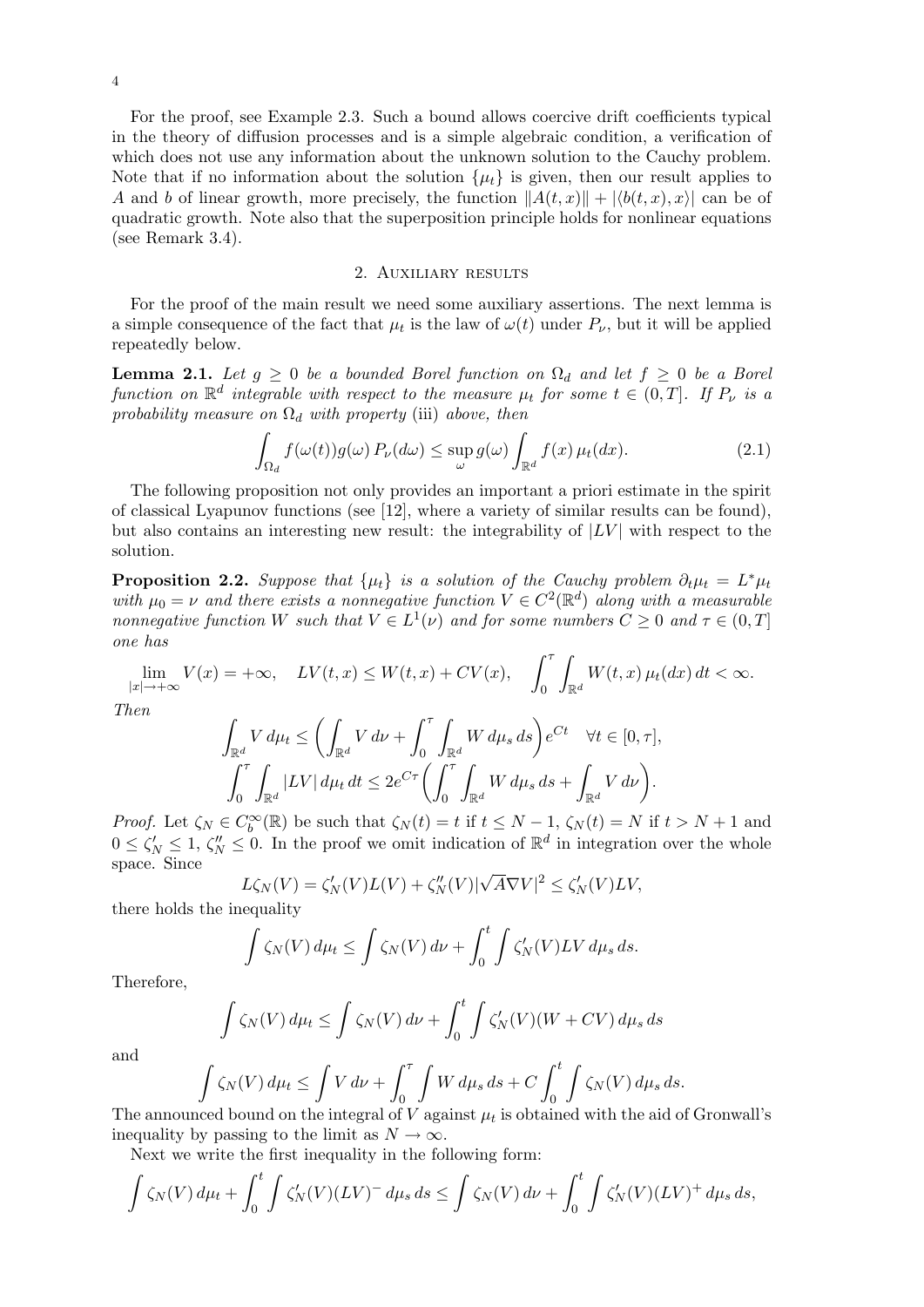For the proof, see Example 2.3. Such a bound allows coercive drift coefficients typical in the theory of diffusion processes and is a simple algebraic condition, a verification of which does not use any information about the unknown solution to the Cauchy problem. Note that if no information about the solution $\{\mu_t\}$ is given, then our result applies to $A$ and $b$ of linear growth, more precisely, the function $\|A(t,x)\| + |\langle b(t,x), x\rangle|$ can be of quadratic growth. Note also that the superposition principle holds for nonlinear equations (see Remark 3.4).

## 2. Auxiliary results

For the proof of the main result we need some auxiliary assertions. The next lemma is a simple consequence of the fact that $\mu_t$ is the law of $\omega(t)$ under $P_\nu$, but it will be applied repeatedly below.

**Lemma 2.1.** *Let $g \geq 0$ be a bounded Borel function on $\Omega_d$ and let $f \geq 0$ be a Borel function on $\mathbb{R}^d$ integrable with respect to the measure $\mu_t$ for some $t \in (0, T]$. If $P_\nu$ is a probability measure on $\Omega_d$ with property* (iii) *above, then*

$$\int_{\Omega_d} f(\omega(t)) g(\omega)\, P_\nu(d\omega) \leq \sup_\omega g(\omega) \int_{\mathbb{R}^d} f(x)\, \mu_t(dx). \tag{2.1}$$

The following proposition not only provides an important a priori estimate in the spirit of classical Lyapunov functions (see [12], where a variety of similar results can be found), but also contains an interesting new result: the integrability of $|LV|$ with respect to the solution.

**Proposition 2.2.** *Suppose that $\{\mu_t\}$ is a solution of the Cauchy problem $\partial_t \mu_t = L^* \mu_t$ with $\mu_0 = \nu$ and there exists a nonnegative function $V \in C^2(\mathbb{R}^d)$ along with a measurable nonnegative function $W$ such that $V \in L^1(\nu)$ and for some numbers $C \geq 0$ and $\tau \in (0, T]$ one has*

$$\lim_{|x| \to +\infty} V(x) = +\infty, \quad LV(t,x) \leq W(t,x) + CV(x), \quad \int_0^\tau \int_{\mathbb{R}^d} W(t,x)\, \mu_t(dx)\, dt < \infty.$$

*Then*

$$\int_{\mathbb{R}^d} V\, d\mu_t \leq \biggl( \int_{\mathbb{R}^d} V\, d\nu + \int_0^\tau \int_{\mathbb{R}^d} W\, d\mu_s\, ds \biggr) e^{Ct} \quad \forall t \in [0, \tau],$$

$$\int_0^\tau \int_{\mathbb{R}^d} |LV|\, d\mu_t\, dt \leq 2e^{C\tau} \biggl( \int_0^\tau \int_{\mathbb{R}^d} W\, d\mu_s\, ds + \int_{\mathbb{R}^d} V\, d\nu \biggr).$$

*Proof.* Let $\zeta_N \in C_b^\infty(\mathbb{R})$ be such that $\zeta_N(t) = t$ if $t \leq N-1$, $\zeta_N(t) = N$ if $t > N+1$ and $0 \leq \zeta_N' \leq 1$, $\zeta_N'' \leq 0$. In the proof we omit indication of $\mathbb{R}^d$ in integration over the whole space. Since

$$L\zeta_N(V) = \zeta_N'(V) L(V) + \zeta_N''(V) |\sqrt{A} \nabla V|^2 \leq \zeta_N'(V) LV,$$

there holds the inequality

$$\int \zeta_N(V)\, d\mu_t \leq \int \zeta_N(V)\, d\nu + \int_0^t \int \zeta_N'(V) LV\, d\mu_s\, ds.$$

Therefore,

$$\int \zeta_N(V)\, d\mu_t \leq \int \zeta_N(V)\, d\nu + \int_0^t \int \zeta_N'(V)(W + CV)\, d\mu_s\, ds$$

and

$$\int \zeta_N(V)\, d\mu_t \leq \int V\, d\nu + \int_0^\tau \int W\, d\mu_s\, ds + C \int_0^t \int \zeta_N(V)\, d\mu_s\, ds.$$

The announced bound on the integral of $V$ against $\mu_t$ is obtained with the aid of Gronwall's inequality by passing to the limit as $N \to \infty$.

Next we write the first inequality in the following form:

$$\int \zeta_N(V)\, d\mu_t + \int_0^t \int \zeta_N'(V)(LV)^-\, d\mu_s\, ds \leq \int \zeta_N(V)\, d\nu + \int_0^t \int \zeta_N'(V)(LV)^+\, d\mu_s\, ds,$$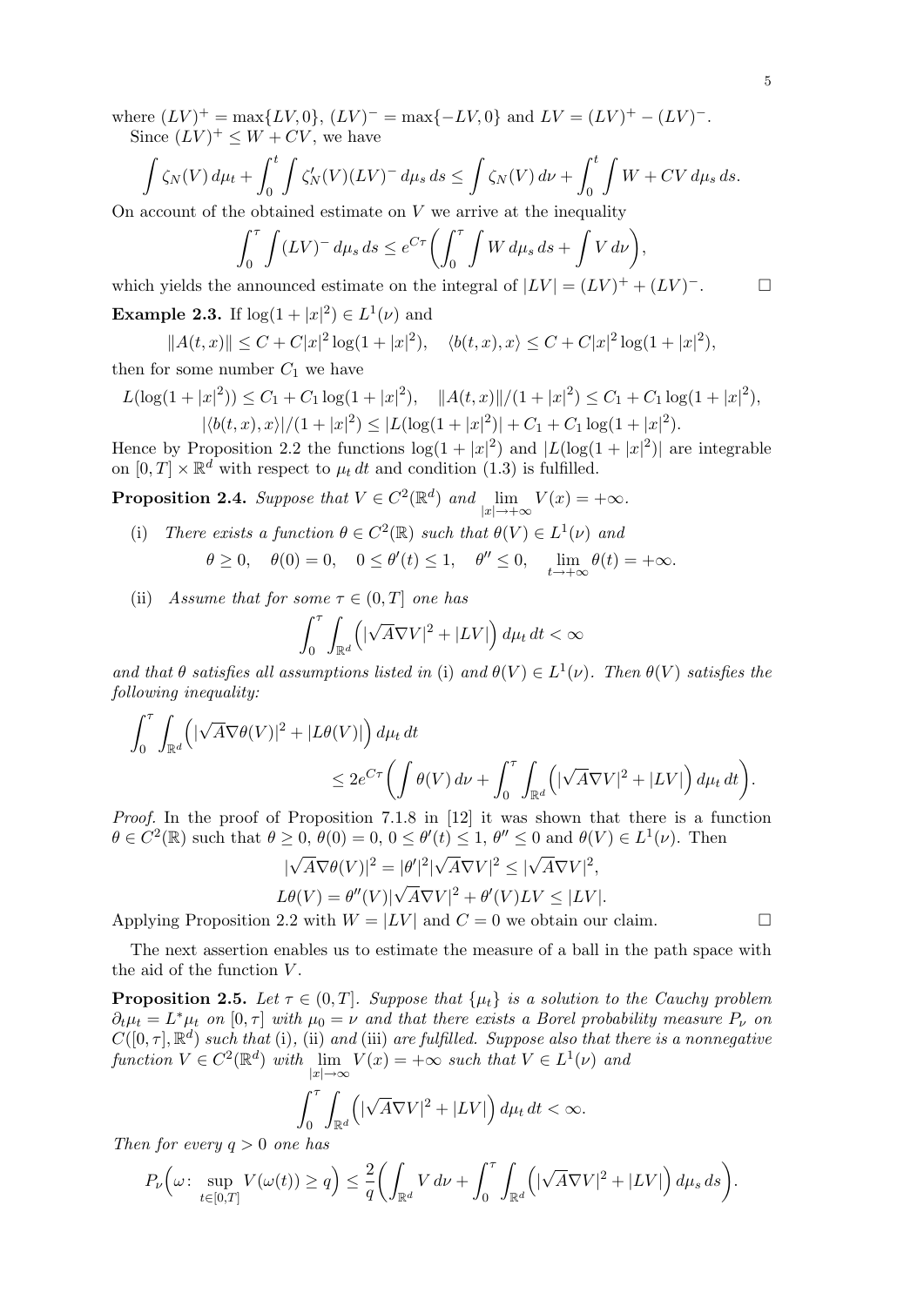where $(LV)^+ = \max\{LV, 0\}$, $(LV)^- = \max\{-LV, 0\}$ and $LV = (LV)^+ - (LV)^-$.

Since $(LV)^+ \le W + CV$, we have

$$\int \zeta_N(V)\,d\mu_t + \int_0^t \int \zeta_N'(V)(LV)^-\,d\mu_s\,ds \le \int \zeta_N(V)\,d\nu + \int_0^t \int W + CV\,d\mu_s\,ds.$$

On account of the obtained estimate on $V$ we arrive at the inequality

$$\int_0^\tau \int (LV)^-\,d\mu_s\,ds \le e^{C\tau}\biggl(\int_0^\tau \int W\,d\mu_s\,ds + \int V\,d\nu\biggr),$$

which yields the announced estimate on the integral of $|LV| = (LV)^+ + (LV)^-$. $\square$

**Example 2.3.** If $\log(1+|x|^2) \in L^1(\nu)$ and

$$\|A(t,x)\| \le C + C|x|^2\log(1+|x|^2), \quad \langle b(t,x), x\rangle \le C + C|x|^2\log(1+|x|^2),$$

then for some number $C_1$ we have

$$L(\log(1+|x|^2)) \le C_1 + C_1\log(1+|x|^2), \quad \|A(t,x)\|/(1+|x|^2) \le C_1 + C_1\log(1+|x|^2),$$
$$|\langle b(t,x), x\rangle|/(1+|x|^2) \le |L(\log(1+|x|^2)| + C_1 + C_1\log(1+|x|^2).$$

Hence by Proposition 2.2 the functions $\log(1+|x|^2)$ and $|L(\log(1+|x|^2)|$ are integrable on $[0,T]\times\mathbb{R}^d$ with respect to $\mu_t\,dt$ and condition (1.3) is fulfilled.

**Proposition 2.4.** *Suppose that $V \in C^2(\mathbb{R}^d)$ and $\lim\limits_{|x|\to+\infty} V(x) = +\infty$.*

(i) *There exists a function $\theta \in C^2(\mathbb{R})$ such that $\theta(V) \in L^1(\nu)$ and*

$$\theta \ge 0, \quad \theta(0) = 0, \quad 0 \le \theta'(t) \le 1, \quad \theta'' \le 0, \quad \lim_{t\to+\infty}\theta(t) = +\infty.$$

(ii) *Assume that for some $\tau \in (0,T]$ one has*

$$\int_0^\tau \int_{\mathbb{R}^d} \Bigl(|\sqrt{A}\nabla V|^2 + |LV|\Bigr)\,d\mu_t\,dt < \infty$$

*and that $\theta$ satisfies all assumptions listed in* (i) *and $\theta(V) \in L^1(\nu)$. Then $\theta(V)$ satisfies the following inequality:*

$$\int_0^\tau \int_{\mathbb{R}^d} \Bigl(|\sqrt{A}\nabla\theta(V)|^2 + |L\theta(V)|\Bigr)\,d\mu_t\,dt \le 2e^{C\tau}\biggl(\int \theta(V)\,d\nu + \int_0^\tau \int_{\mathbb{R}^d} \Bigl(|\sqrt{A}\nabla V|^2 + |LV|\Bigr)\,d\mu_t\,dt\biggr).$$

*Proof.* In the proof of Proposition 7.1.8 in [12] it was shown that there is a function $\theta \in C^2(\mathbb{R})$ such that $\theta \ge 0$, $\theta(0) = 0$, $0 \le \theta'(t) \le 1$, $\theta'' \le 0$ and $\theta(V) \in L^1(\nu)$. Then

$$|\sqrt{A}\nabla\theta(V)|^2 = |\theta'|^2|\sqrt{A}\nabla V|^2 \le |\sqrt{A}\nabla V|^2,$$
$$L\theta(V) = \theta''(V)|\sqrt{A}\nabla V|^2 + \theta'(V)LV \le |LV|.$$

Applying Proposition 2.2 with $W = |LV|$ and $C = 0$ we obtain our claim. $\square$

The next assertion enables us to estimate the measure of a ball in the path space with the aid of the function $V$.

**Proposition 2.5.** *Let $\tau \in (0,T]$. Suppose that $\{\mu_t\}$ is a solution to the Cauchy problem $\partial_t\mu_t = L^*\mu_t$ on $[0,\tau]$ with $\mu_0 = \nu$ and that there exists a Borel probability measure $P_\nu$ on $C([0,\tau],\mathbb{R}^d)$ such that* (i), (ii) *and* (iii) *are fulfilled. Suppose also that there is a nonnegative function $V \in C^2(\mathbb{R}^d)$ with $\lim\limits_{|x|\to\infty} V(x) = +\infty$ such that $V \in L^1(\nu)$ and*

$$\int_0^\tau \int_{\mathbb{R}^d} \Bigl(|\sqrt{A}\nabla V|^2 + |LV|\Bigr)\,d\mu_t\,dt < \infty.$$

*Then for every $q > 0$ one has*

$$P_\nu\Bigl(\omega\colon \sup_{t\in[0,T]} V(\omega(t)) \ge q\Bigr) \le \frac{2}{q}\biggl(\int_{\mathbb{R}^d} V\,d\nu + \int_0^\tau \int_{\mathbb{R}^d} \Bigl(|\sqrt{A}\nabla V|^2 + |LV|\Bigr)\,d\mu_s\,ds\biggr).$$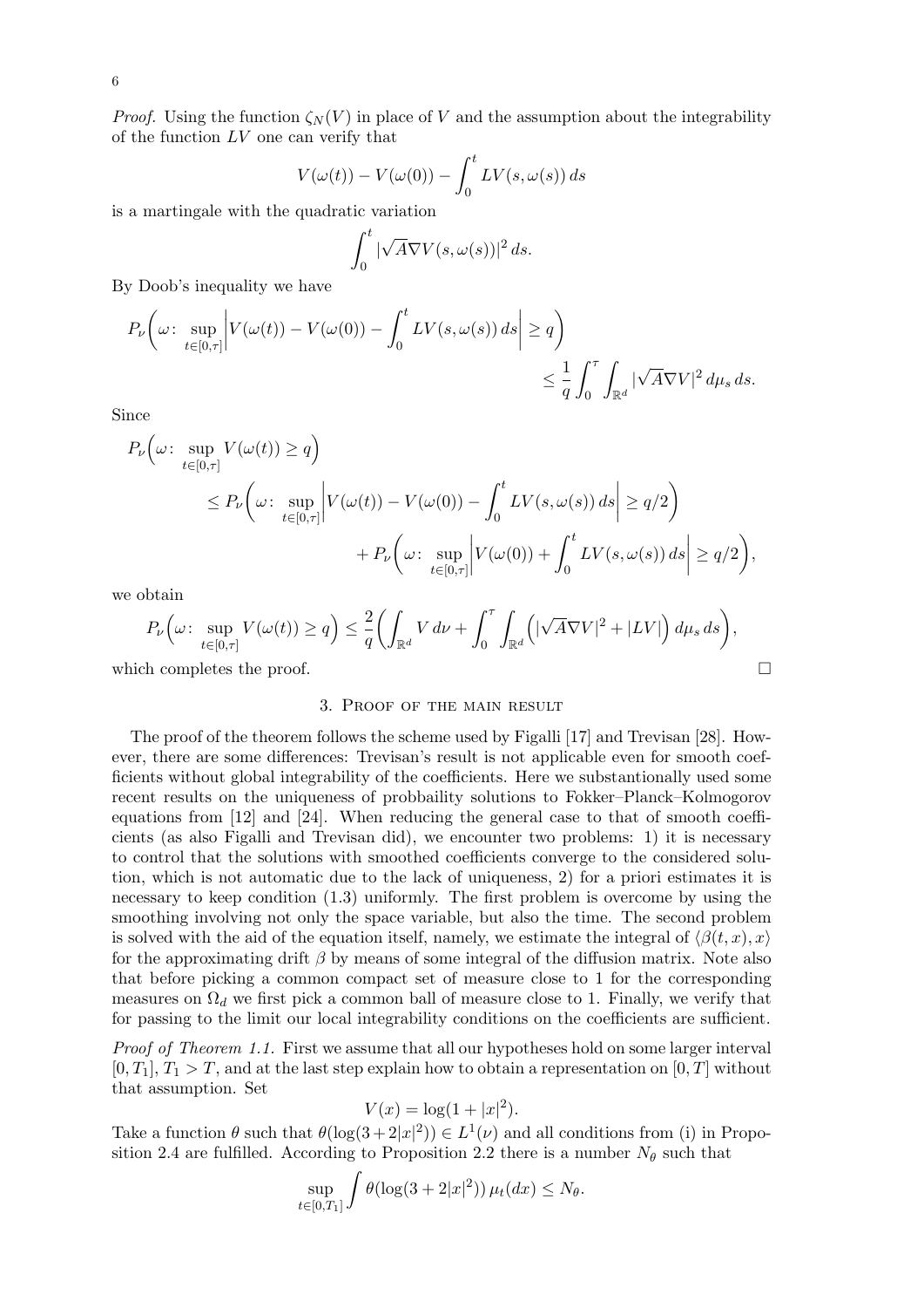*Proof.* Using the function $\zeta_N(V)$ in place of $V$ and the assumption about the integrability of the function $LV$ one can verify that

$$V(\omega(t)) - V(\omega(0)) - \int_0^t LV(s, \omega(s))\, ds$$

is a martingale with the quadratic variation

$$\int_0^t |\sqrt{A}\nabla V(s, \omega(s))|^2\, ds.$$

By Doob's inequality we have

$$P_\nu\Bigl(\omega\colon \sup_{t\in[0,\tau]}\Bigl|V(\omega(t)) - V(\omega(0)) - \int_0^t LV(s,\omega(s))\,ds\Bigr| \ge q\Bigr) \le \frac{1}{q}\int_0^\tau \int_{\mathbb{R}^d} |\sqrt{A}\nabla V|^2\, d\mu_s\, ds.$$

Since

$$\begin{aligned}
P_\nu\Bigl(\omega\colon \sup_{t\in[0,\tau]} V(\omega(t)) \ge q\Bigr) &\le P_\nu\Bigl(\omega\colon \sup_{t\in[0,\tau]}\Bigl|V(\omega(t)) - V(\omega(0)) - \int_0^t LV(s,\omega(s))\,ds\Bigr| \ge q/2\Bigr) \\
&\quad + P_\nu\Bigl(\omega\colon \sup_{t\in[0,\tau]}\Bigl|V(\omega(0)) + \int_0^t LV(s,\omega(s))\,ds\Bigr| \ge q/2\Bigr),
\end{aligned}$$

we obtain

$$P_\nu\Bigl(\omega\colon \sup_{t\in[0,\tau]} V(\omega(t)) \ge q\Bigr) \le \frac{2}{q}\Bigl(\int_{\mathbb{R}^d} V\,d\nu + \int_0^\tau\int_{\mathbb{R}^d}\Bigl(|\sqrt{A}\nabla V|^2 + |LV|\Bigr)\,d\mu_s\,ds\Bigr),$$

which completes the proof. □

## 3. Proof of the main result

The proof of the theorem follows the scheme used by Figalli [17] and Trevisan [28]. However, there are some differences: Trevisan's result is not applicable even for smooth coefficients without global integrability of the coefficients. Here we substantionally used some recent results on the uniqueness of probbaility solutions to Fokker–Planck–Kolmogorov equations from [12] and [24]. When reducing the general case to that of smooth coefficients (as also Figalli and Trevisan did), we encounter two problems: 1) it is necessary to control that the solutions with smoothed coefficients converge to the considered solution, which is not automatic due to the lack of uniqueness, 2) for a priori estimates it is necessary to keep condition (1.3) uniformly. The first problem is overcome by using the smoothing involving not only the space variable, but also the time. The second problem is solved with the aid of the equation itself, namely, we estimate the integral of $\langle\beta(t,x),x\rangle$ for the approximating drift $\beta$ by means of some integral of the diffusion matrix. Note also that before picking a common compact set of measure close to 1 for the corresponding measures on $\Omega_d$ we first pick a common ball of measure close to 1. Finally, we verify that for passing to the limit our local integrability conditions on the coefficients are sufficient.

*Proof of Theorem 1.1.* First we assume that all our hypotheses hold on some larger interval $[0, T_1]$, $T_1 > T$, and at the last step explain how to obtain a representation on $[0, T]$ without that assumption. Set

$$V(x) = \log(1 + |x|^2).$$

Take a function $\theta$ such that $\theta(\log(3+2|x|^2)) \in L^1(\nu)$ and all conditions from (i) in Proposition 2.4 are fulfilled. According to Proposition 2.2 there is a number $N_\theta$ such that

$$\sup_{t\in[0,T_1]} \int \theta(\log(3+2|x|^2))\,\mu_t(dx) \le N_\theta.$$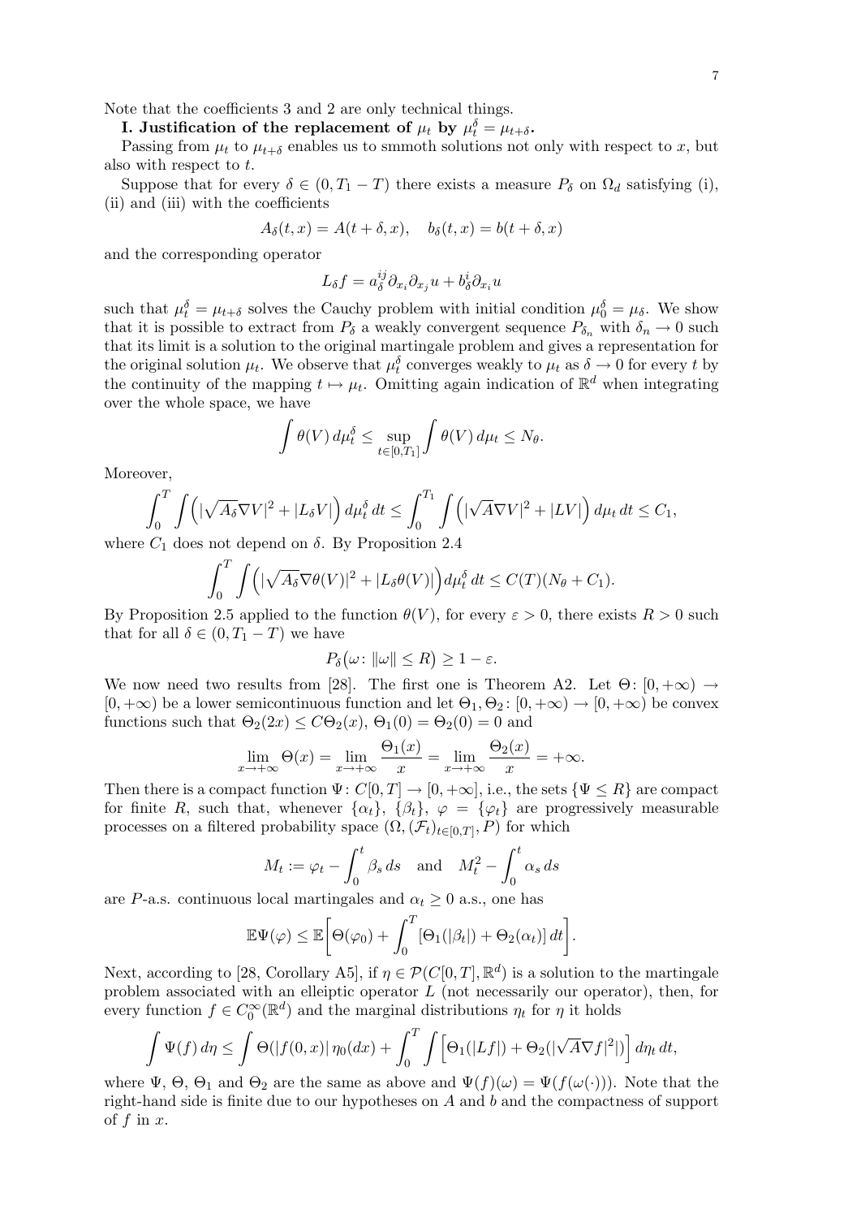Note that the coefficients 3 and 2 are only technical things.

**I. Justification of the replacement of $\mu_t$ by $\mu_t^\delta = \mu_{t+\delta}$.**

Passing from $\mu_t$ to $\mu_{t+\delta}$ enables us to smmoth solutions not only with respect to $x$, but also with respect to $t$.

Suppose that for every $\delta \in (0, T_1 - T)$ there exists a measure $P_\delta$ on $\Omega_d$ satisfying (i), (ii) and (iii) with the coefficients

$$
A_\delta(t,x) = A(t+\delta, x), \quad b_\delta(t,x) = b(t+\delta, x)
$$

and the corresponding operator

$$
L_\delta f = a_\delta^{ij}\partial_{x_i}\partial_{x_j} u + b_\delta^i \partial_{x_i} u
$$

such that $\mu_t^\delta = \mu_{t+\delta}$ solves the Cauchy problem with initial condition $\mu_0^\delta = \mu_\delta$. We show that it is possible to extract from $P_\delta$ a weakly convergent sequence $P_{\delta_n}$ with $\delta_n \to 0$ such that its limit is a solution to the original martingale problem and gives a representation for the original solution $\mu_t$. We observe that $\mu_t^\delta$ converges weakly to $\mu_t$ as $\delta \to 0$ for every $t$ by the continuity of the mapping $t \mapsto \mu_t$. Omitting again indication of $\mathbb{R}^d$ when integrating over the whole space, we have

$$
\int \theta(V)\, d\mu_t^\delta \le \sup_{t\in[0,T_1]} \int \theta(V)\, d\mu_t \le N_\theta.
$$

Moreover,

$$
\int_0^T \int \Bigl( |\sqrt{A_\delta}\nabla V|^2 + |L_\delta V| \Bigr)\, d\mu_t^\delta\, dt \le \int_0^{T_1} \int \Bigl( |\sqrt{A}\nabla V|^2 + |LV| \Bigr)\, d\mu_t\, dt \le C_1,
$$

where $C_1$ does not depend on $\delta$. By Proposition 2.4

$$
\int_0^T \int \Bigl( |\sqrt{A_\delta}\nabla\theta(V)|^2 + |L_\delta\theta(V)| \Bigr) d\mu_t^\delta\, dt \le C(T)(N_\theta + C_1).
$$

By Proposition 2.5 applied to the function $\theta(V)$, for every $\varepsilon > 0$, there exists $R > 0$ such that for all $\delta \in (0, T_1 - T)$ we have

$$
P_\delta\bigl(\omega\colon \|\omega\| \le R\bigr) \ge 1 - \varepsilon.
$$

We now need two results from [28]. The first one is Theorem A2. Let $\Theta\colon [0,+\infty) \to [0,+\infty)$ be a lower semicontinuous function and let $\Theta_1, \Theta_2\colon [0,+\infty) \to [0,+\infty)$ be convex functions such that $\Theta_2(2x) \le C\Theta_2(x)$, $\Theta_1(0) = \Theta_2(0) = 0$ and

$$
\lim_{x\to+\infty} \Theta(x) = \lim_{x\to+\infty} \frac{\Theta_1(x)}{x} = \lim_{x\to+\infty} \frac{\Theta_2(x)}{x} = +\infty.
$$

Then there is a compact function $\Psi\colon C[0,T] \to [0,+\infty]$, i.e., the sets $\{\Psi \le R\}$ are compact for finite $R$, such that, whenever $\{\alpha_t\}$, $\{\beta_t\}$, $\varphi = \{\varphi_t\}$ are progressively measurable processes on a filtered probability space $(\Omega, (\mathcal{F}_t)_{t\in[0,T]}, P)$ for which

$$
M_t := \varphi_t - \int_0^t \beta_s\, ds \quad \text{and} \quad M_t^2 - \int_0^t \alpha_s\, ds
$$

are $P$-a.s. continuous local martingales and $\alpha_t \ge 0$ a.s., one has

$$
\mathbb{E}\Psi(\varphi) \le \mathbb{E}\biggl[ \Theta(\varphi_0) + \int_0^T [\Theta_1(|\beta_t|) + \Theta_2(\alpha_t)]\, dt \biggr].
$$

Next, according to [28, Corollary A5], if $\eta \in \mathcal{P}(C[0,T], \mathbb{R}^d)$ is a solution to the martingale problem associated with an elleiptic operator $L$ (not necessarily our operator), then, for every function $f \in C_0^\infty(\mathbb{R}^d)$ and the marginal distributions $\eta_t$ for $\eta$ it holds

$$
\int \Psi(f)\, d\eta \le \int \Theta(|f(0,x)|\, \eta_0(dx) + \int_0^T \int \Bigl[ \Theta_1(|Lf|) + \Theta_2(|\sqrt{A}\nabla f|^2|) \Bigr]\, d\eta_t\, dt,
$$

where $\Psi$, $\Theta$, $\Theta_1$ and $\Theta_2$ are the same as above and $\Psi(f)(\omega) = \Psi(f(\omega(\cdot)))$. Note that the right-hand side is finite due to our hypotheses on $A$ and $b$ and the compactness of support of $f$ in $x$.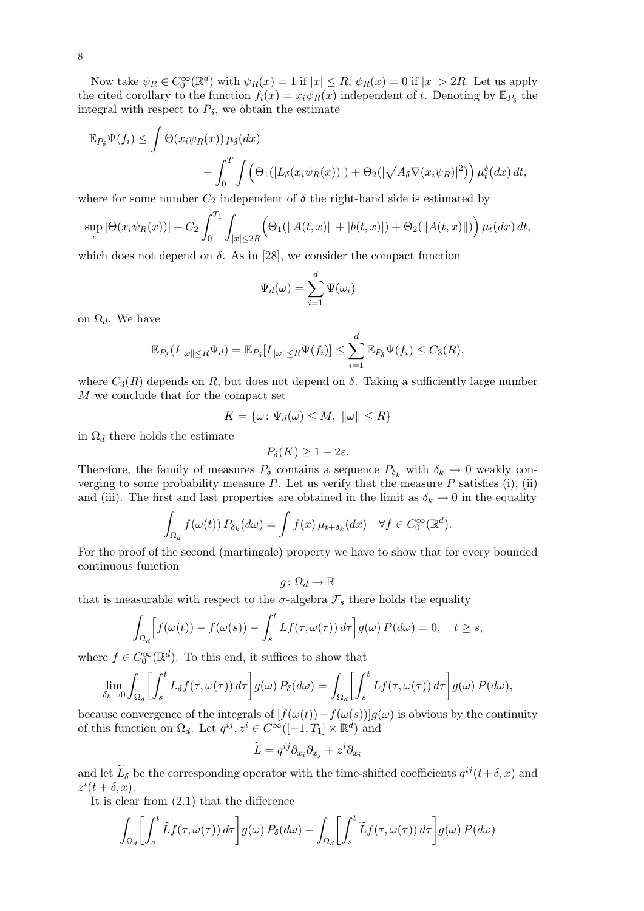Now take $\psi_R \in C_0^\infty(\mathbb{R}^d)$ with $\psi_R(x) = 1$ if $|x| \le R$, $\psi_R(x) = 0$ if $|x| > 2R$. Let us apply the cited corollary to the function $f_i(x) = x_i\psi_R(x)$ independent of $t$. Denoting by $\mathbb{E}_{P_\delta}$ the integral with respect to $P_\delta$, we obtain the estimate

$$
\mathbb{E}_{P_\delta}\Psi(f_i) \le \int \Theta(x_i\psi_R(x))\,\mu_\delta(dx) + \int_0^T \int \Big(\Theta_1(|L_\delta(x_i\psi_R(x))|) + \Theta_2(|\sqrt{A_\delta}\nabla(x_i\psi_R)|^2)\Big)\,\mu_t^\delta(dx)\,dt,
$$

where for some number $C_2$ independent of $\delta$ the right-hand side is estimated by

$$
\sup_x |\Theta(x_i\psi_R(x))| + C_2\int_0^{T_1}\int_{|x|\le 2R}\Big(\Theta_1(\|A(t,x)\| + |b(t,x)|) + \Theta_2(\|A(t,x)\|)\Big)\,\mu_t(dx)\,dt,
$$

which does not depend on $\delta$. As in [28], we consider the compact function

$$
\Psi_d(\omega) = \sum_{i=1}^d \Psi(\omega_i)
$$

on $\Omega_d$. We have

$$
\mathbb{E}_{P_\delta}(I_{\|\omega\|\le R}\Psi_d) = \mathbb{E}_{P_\delta}[I_{\|\omega\|\le R}\Psi(f_i)] \le \sum_{i=1}^d \mathbb{E}_{P_\delta}\Psi(f_i) \le C_3(R),
$$

where $C_3(R)$ depends on $R$, but does not depend on $\delta$. Taking a sufficiently large number $M$ we conclude that for the compact set

$$
K = \{\omega\colon \Psi_d(\omega) \le M,\ \|\omega\| \le R\}
$$

in $\Omega_d$ there holds the estimate

$$
P_\delta(K) \ge 1 - 2\varepsilon.
$$

Therefore, the family of measures $P_\delta$ contains a sequence $P_{\delta_k}$ with $\delta_k \to 0$ weakly converging to some probability measure $P$. Let us verify that the measure $P$ satisfies (i), (ii) and (iii). The first and last properties are obtained in the limit as $\delta_k \to 0$ in the equality

$$
\int_{\Omega_d} f(\omega(t))\,P_{\delta_k}(d\omega) = \int f(x)\,\mu_{t+\delta_k}(dx) \quad \forall f \in C_0^\infty(\mathbb{R}^d).
$$

For the proof of the second (martingale) property we have to show that for every bounded continuous function

$$
g\colon \Omega_d \to \mathbb{R}
$$

that is measurable with respect to the $\sigma$-algebra $\mathcal{F}_s$ there holds the equality

$$
\int_{\Omega_d}\Big[f(\omega(t)) - f(\omega(s)) - \int_s^t Lf(\tau,\omega(\tau))\,d\tau\Big]g(\omega)\,P(d\omega) = 0, \quad t \ge s,
$$

where $f \in C_0^\infty(\mathbb{R}^d)$. To this end, it suffices to show that

$$
\lim_{\delta_k\to 0}\int_{\Omega_d}\Big[\int_s^t L_\delta f(\tau,\omega(\tau))\,d\tau\Big]g(\omega)\,P_\delta(d\omega) = \int_{\Omega_d}\Big[\int_s^t Lf(\tau,\omega(\tau))\,d\tau\Big]g(\omega)\,P(d\omega),
$$

because convergence of the integrals of $[f(\omega(t)) - f(\omega(s))]g(\omega)$ is obvious by the continuity of this function on $\Omega_d$. Let $q^{ij}, z^i \in C^\infty([-1,T_1]\times\mathbb{R}^d)$ and

$$
\widetilde{L} = q^{ij}\partial_{x_i}\partial_{x_j} + z^i\partial_{x_i}
$$

and let $\widetilde{L}_\delta$ be the corresponding operator with the time-shifted coefficients $q^{ij}(t+\delta,x)$ and $z^i(t+\delta,x)$.

It is clear from (2.1) that the difference

$$
\int_{\Omega_d}\Big[\int_s^t \widetilde{L}f(\tau,\omega(\tau))\,d\tau\Big]g(\omega)\,P_\delta(d\omega) - \int_{\Omega_d}\Big[\int_s^t \widetilde{L}f(\tau,\omega(\tau))\,d\tau\Big]g(\omega)\,P(d\omega)
$$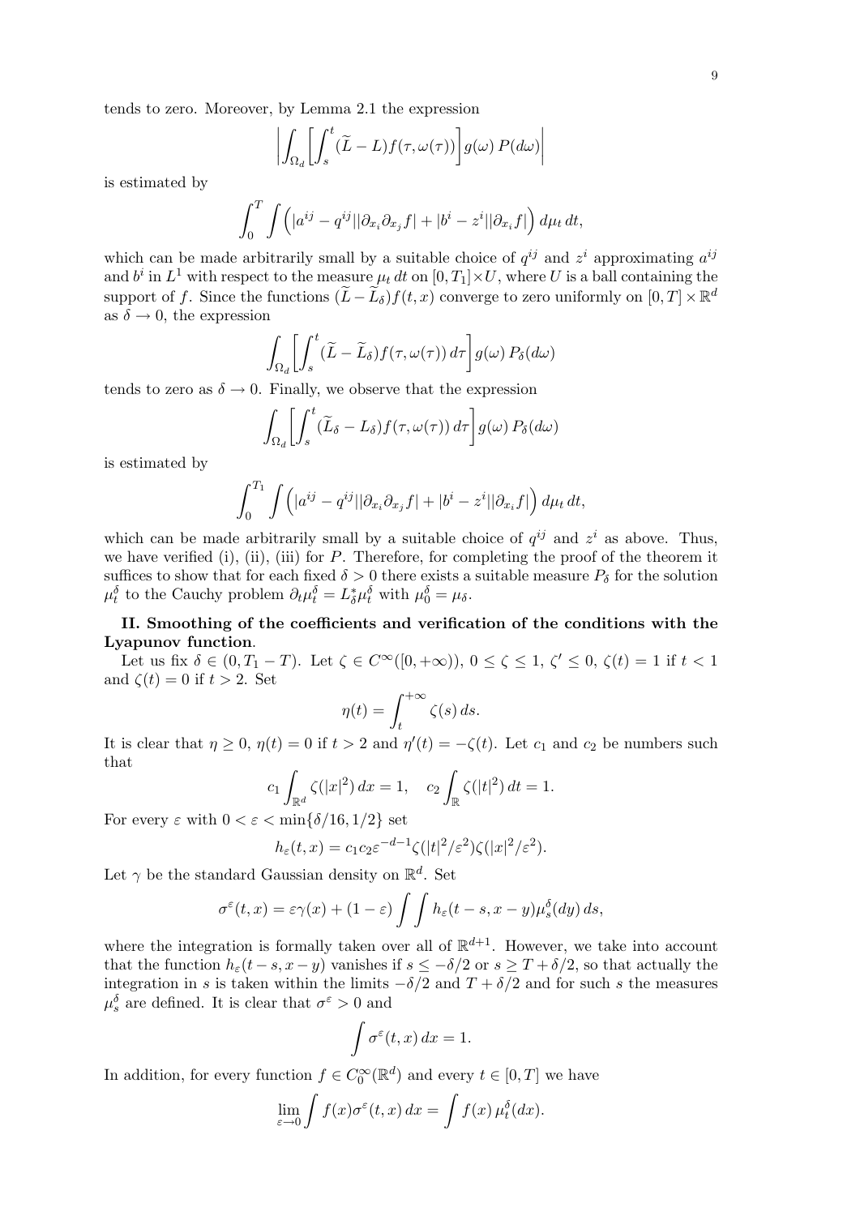tends to zero. Moreover, by Lemma 2.1 the expression

$$\left|\int_{\Omega_d}\left[\int_s^t (\widetilde{L}-L)f(\tau,\omega(\tau))\right]g(\omega)\,P(d\omega)\right|$$

is estimated by

$$\int_0^T\int\Bigl(|a^{ij}-q^{ij}||\partial_{x_i}\partial_{x_j}f|+|b^i-z^i||\partial_{x_i}f|\Bigr)\,d\mu_t\,dt,$$

which can be made arbitrarily small by a suitable choice of $q^{ij}$ and $z^i$ approximating $a^{ij}$ and $b^i$ in $L^1$ with respect to the measure $\mu_t\,dt$ on $[0,T_1]\times U$, where $U$ is a ball containing the support of $f$. Since the functions $(\widetilde{L}-\widetilde{L}_\delta)f(t,x)$ converge to zero uniformly on $[0,T]\times\mathbb{R}^d$ as $\delta\to 0$, the expression

$$\int_{\Omega_d}\left[\int_s^t (\widetilde{L}-\widetilde{L}_\delta)f(\tau,\omega(\tau))\,d\tau\right]g(\omega)\,P_\delta(d\omega)$$

tends to zero as $\delta\to 0$. Finally, we observe that the expression

$$\int_{\Omega_d}\left[\int_s^t (\widetilde{L}_\delta-L_\delta)f(\tau,\omega(\tau))\,d\tau\right]g(\omega)\,P_\delta(d\omega)$$

is estimated by

$$\int_0^{T_1}\int\Bigl(|a^{ij}-q^{ij}||\partial_{x_i}\partial_{x_j}f|+|b^i-z^i||\partial_{x_i}f|\Bigr)\,d\mu_t\,dt,$$

which can be made arbitrarily small by a suitable choice of $q^{ij}$ and $z^i$ as above. Thus, we have verified (i), (ii), (iii) for $P$. Therefore, for completing the proof of the theorem it suffices to show that for each fixed $\delta>0$ there exists a suitable measure $P_\delta$ for the solution $\mu_t^\delta$ to the Cauchy problem $\partial_t\mu_t^\delta=L_\delta^*\mu_t^\delta$ with $\mu_0^\delta=\mu_\delta$.

**II. Smoothing of the coefficients and verification of the conditions with the Lyapunov function**.

Let us fix $\delta\in(0,T_1-T)$. Let $\zeta\in C^\infty([0,+\infty))$, $0\le\zeta\le 1$, $\zeta'\le 0$, $\zeta(t)=1$ if $t<1$ and $\zeta(t)=0$ if $t>2$. Set

$$\eta(t)=\int_t^{+\infty}\zeta(s)\,ds.$$

It is clear that $\eta\ge 0$, $\eta(t)=0$ if $t>2$ and $\eta'(t)=-\zeta(t)$. Let $c_1$ and $c_2$ be numbers such that

$$c_1\int_{\mathbb{R}^d}\zeta(|x|^2)\,dx=1,\quad c_2\int_{\mathbb{R}}\zeta(|t|^2)\,dt=1.$$

For every $\varepsilon$ with $0<\varepsilon<\min\{\delta/16,1/2\}$ set

$$h_\varepsilon(t,x)=c_1c_2\varepsilon^{-d-1}\zeta(|t|^2/\varepsilon^2)\zeta(|x|^2/\varepsilon^2).$$

Let $\gamma$ be the standard Gaussian density on $\mathbb{R}^d$. Set

$$\sigma^\varepsilon(t,x)=\varepsilon\gamma(x)+(1-\varepsilon)\int\int h_\varepsilon(t-s,x-y)\mu_s^\delta(dy)\,ds,$$

where the integration is formally taken over all of $\mathbb{R}^{d+1}$. However, we take into account that the function $h_\varepsilon(t-s,x-y)$ vanishes if $s\le-\delta/2$ or $s\ge T+\delta/2$, so that actually the integration in $s$ is taken within the limits $-\delta/2$ and $T+\delta/2$ and for such $s$ the measures $\mu_s^\delta$ are defined. It is clear that $\sigma^\varepsilon>0$ and

$$\int\sigma^\varepsilon(t,x)\,dx=1.$$

In addition, for every function $f\in C_0^\infty(\mathbb{R}^d)$ and every $t\in[0,T]$ we have

$$\lim_{\varepsilon\to 0}\int f(x)\sigma^\varepsilon(t,x)\,dx=\int f(x)\,\mu_t^\delta(dx).$$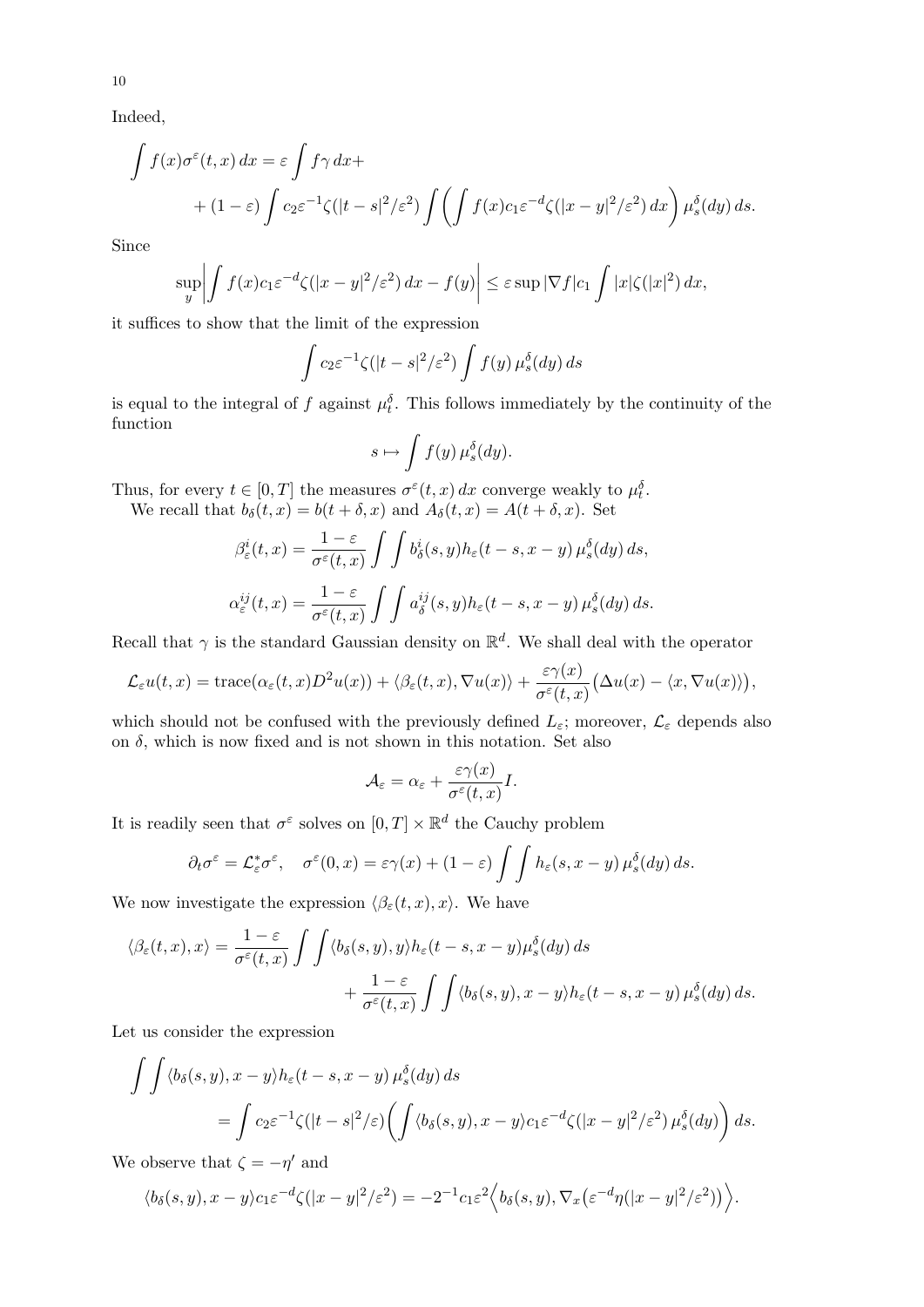Indeed,

$$\int f(x)\sigma^\varepsilon(t,x)\,dx = \varepsilon \int f\gamma\,dx +$$
$$+ (1-\varepsilon)\int c_2\varepsilon^{-1}\zeta(|t-s|^2/\varepsilon^2)\int\left(\int f(x)c_1\varepsilon^{-d}\zeta(|x-y|^2/\varepsilon^2)\,dx\right)\mu_s^\delta(dy)\,ds.$$

Since

$$\sup_y\left|\int f(x)c_1\varepsilon^{-d}\zeta(|x-y|^2/\varepsilon^2)\,dx - f(y)\right| \le \varepsilon \sup|\nabla f| c_1\int |x|\zeta(|x|^2)\,dx,$$

it suffices to show that the limit of the expression

$$\int c_2\varepsilon^{-1}\zeta(|t-s|^2/\varepsilon^2)\int f(y)\,\mu_s^\delta(dy)\,ds$$

is equal to the integral of $f$ against $\mu_t^\delta$. This follows immediately by the continuity of the function

$$s\mapsto \int f(y)\,\mu_s^\delta(dy).$$

Thus, for every $t\in[0,T]$ the measures $\sigma^\varepsilon(t,x)\,dx$ converge weakly to $\mu_t^\delta$.

We recall that $b_\delta(t,x)=b(t+\delta,x)$ and $A_\delta(t,x)=A(t+\delta,x)$. Set

$$\beta_\varepsilon^i(t,x) = \frac{1-\varepsilon}{\sigma^\varepsilon(t,x)}\int\int b_\delta^i(s,y)h_\varepsilon(t-s,x-y)\,\mu_s^\delta(dy)\,ds,$$

$$\alpha_\varepsilon^{ij}(t,x) = \frac{1-\varepsilon}{\sigma^\varepsilon(t,x)}\int\int a_\delta^{ij}(s,y)h_\varepsilon(t-s,x-y)\,\mu_s^\delta(dy)\,ds.$$

Recall that $\gamma$ is the standard Gaussian density on $\mathbb{R}^d$. We shall deal with the operator

$$\mathcal{L}_\varepsilon u(t,x) = \mathrm{trace}(\alpha_\varepsilon(t,x)D^2u(x)) + \langle\beta_\varepsilon(t,x),\nabla u(x)\rangle + \frac{\varepsilon\gamma(x)}{\sigma^\varepsilon(t,x)}\big(\Delta u(x) - \langle x,\nabla u(x)\rangle\big),$$

which should not be confused with the previously defined $L_\varepsilon$; moreover, $\mathcal{L}_\varepsilon$ depends also on $\delta$, which is now fixed and is not shown in this notation. Set also

$$\mathcal{A}_\varepsilon = \alpha_\varepsilon + \frac{\varepsilon\gamma(x)}{\sigma^\varepsilon(t,x)}I.$$

It is readily seen that $\sigma^\varepsilon$ solves on $[0,T]\times\mathbb{R}^d$ the Cauchy problem

$$\partial_t\sigma^\varepsilon = \mathcal{L}_\varepsilon^*\sigma^\varepsilon, \quad \sigma^\varepsilon(0,x) = \varepsilon\gamma(x) + (1-\varepsilon)\int\int h_\varepsilon(s,x-y)\,\mu_s^\delta(dy)\,ds.$$

We now investigate the expression $\langle\beta_\varepsilon(t,x),x\rangle$. We have

$$\langle\beta_\varepsilon(t,x),x\rangle = \frac{1-\varepsilon}{\sigma^\varepsilon(t,x)}\int\int\langle b_\delta(s,y),y\rangle h_\varepsilon(t-s,x-y)\mu_s^\delta(dy)\,ds$$
$$+ \frac{1-\varepsilon}{\sigma^\varepsilon(t,x)}\int\int\langle b_\delta(s,y),x-y\rangle h_\varepsilon(t-s,x-y)\,\mu_s^\delta(dy)\,ds.$$

Let us consider the expression

$$\int\int\langle b_\delta(s,y),x-y\rangle h_\varepsilon(t-s,x-y)\,\mu_s^\delta(dy)\,ds$$
$$= \int c_2\varepsilon^{-1}\zeta(|t-s|^2/\varepsilon)\left(\int\langle b_\delta(s,y),x-y\rangle c_1\varepsilon^{-d}\zeta(|x-y|^2/\varepsilon^2)\,\mu_s^\delta(dy)\right)ds.$$

We observe that $\zeta=-\eta'$ and

$$\langle b_\delta(s,y),x-y\rangle c_1\varepsilon^{-d}\zeta(|x-y|^2/\varepsilon^2) = -2^{-1}c_1\varepsilon^2\Big\langle b_\delta(s,y),\nabla_x\big(\varepsilon^{-d}\eta(|x-y|^2/\varepsilon^2)\big)\Big\rangle.$$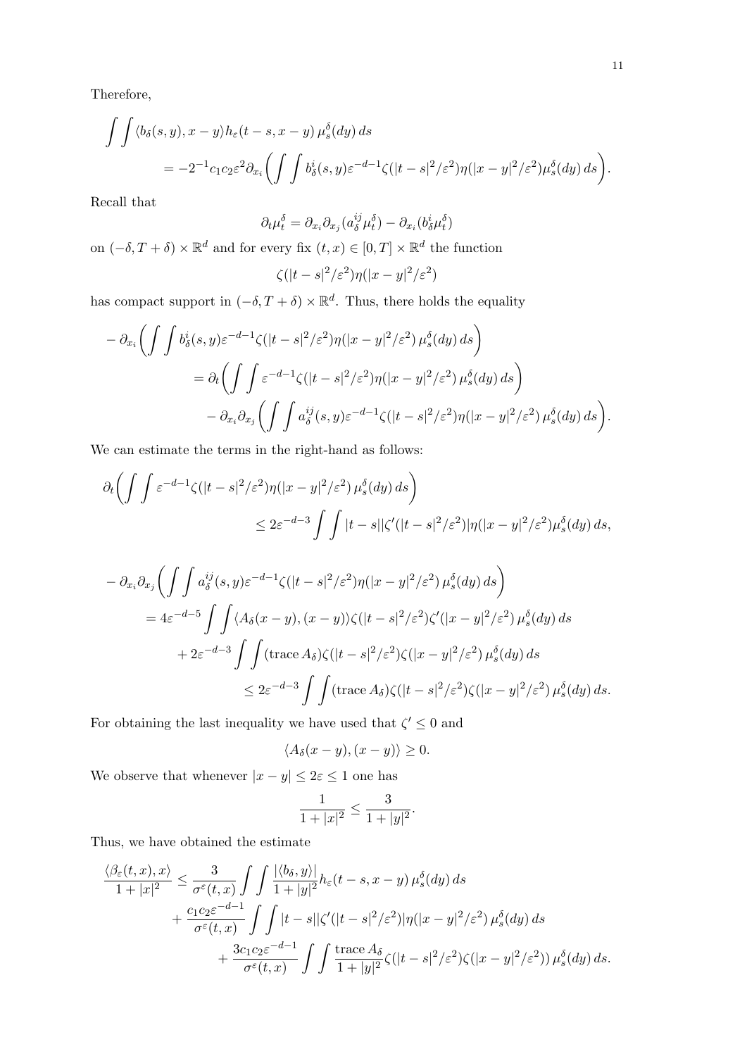Therefore,

$$
\int\int \langle b_\delta(s,y), x-y\rangle h_\varepsilon(t-s,x-y)\,\mu_s^\delta(dy)\,ds
$$
$$
= -2^{-1}c_1c_2\varepsilon^2\partial_{x_i}\biggl(\int\int b_\delta^i(s,y)\varepsilon^{-d-1}\zeta(|t-s|^2/\varepsilon^2)\eta(|x-y|^2/\varepsilon^2)\mu_s^\delta(dy)\,ds\biggr).
$$

Recall that

$$
\partial_t\mu_t^\delta = \partial_{x_i}\partial_{x_j}(a_\delta^{ij}\mu_t^\delta) - \partial_{x_i}(b_\delta^i\mu_t^\delta)
$$

on $(-\delta, T+\delta)\times\mathbb{R}^d$ and for every fix $(t,x)\in[0,T]\times\mathbb{R}^d$ the function

$$
\zeta(|t-s|^2/\varepsilon^2)\eta(|x-y|^2/\varepsilon^2)
$$

has compact support in $(-\delta, T+\delta)\times\mathbb{R}^d$. Thus, there holds the equality

$$
-\partial_{x_i}\biggl(\int\int b_\delta^i(s,y)\varepsilon^{-d-1}\zeta(|t-s|^2/\varepsilon^2)\eta(|x-y|^2/\varepsilon^2)\,\mu_s^\delta(dy)\,ds\biggr)
$$
$$
= \partial_t\biggl(\int\int \varepsilon^{-d-1}\zeta(|t-s|^2/\varepsilon^2)\eta(|x-y|^2/\varepsilon^2)\,\mu_s^\delta(dy)\,ds\biggr)
$$
$$
- \partial_{x_i}\partial_{x_j}\biggl(\int\int a_\delta^{ij}(s,y)\varepsilon^{-d-1}\zeta(|t-s|^2/\varepsilon^2)\eta(|x-y|^2/\varepsilon^2)\,\mu_s^\delta(dy)\,ds\biggr).
$$

We can estimate the terms in the right-hand as follows:

$$
\partial_t\biggl(\int\int \varepsilon^{-d-1}\zeta(|t-s|^2/\varepsilon^2)\eta(|x-y|^2/\varepsilon^2)\,\mu_s^\delta(dy)\,ds\biggr)
$$
$$
\le 2\varepsilon^{-d-3}\int\int |t-s||\zeta'(|t-s|^2/\varepsilon^2)|\eta(|x-y|^2/\varepsilon^2)\mu_s^\delta(dy)\,ds,
$$

$$
-\partial_{x_i}\partial_{x_j}\biggl(\int\int a_\delta^{ij}(s,y)\varepsilon^{-d-1}\zeta(|t-s|^2/\varepsilon^2)\eta(|x-y|^2/\varepsilon^2)\,\mu_s^\delta(dy)\,ds\biggr)
$$
$$
= 4\varepsilon^{-d-5}\int\int \langle A_\delta(x-y),(x-y)\rangle\zeta(|t-s|^2/\varepsilon^2)\zeta'(|x-y|^2/\varepsilon^2)\,\mu_s^\delta(dy)\,ds
$$
$$
+ 2\varepsilon^{-d-3}\int\int(\mathrm{trace}\,A_\delta)\zeta(|t-s|^2/\varepsilon^2)\zeta(|x-y|^2/\varepsilon^2)\,\mu_s^\delta(dy)\,ds
$$
$$
\le 2\varepsilon^{-d-3}\int\int(\mathrm{trace}\,A_\delta)\zeta(|t-s|^2/\varepsilon^2)\zeta(|x-y|^2/\varepsilon^2)\,\mu_s^\delta(dy)\,ds.
$$

For obtaining the last inequality we have used that $\zeta'\le 0$ and

$$
\langle A_\delta(x-y),(x-y)\rangle \ge 0.
$$

We observe that whenever $|x-y|\le 2\varepsilon\le 1$ one has

$$
\frac{1}{1+|x|^2}\le\frac{3}{1+|y|^2}.
$$

Thus, we have obtained the estimate

$$
\frac{\langle\beta_\varepsilon(t,x),x\rangle}{1+|x|^2}\le\frac{3}{\sigma^\varepsilon(t,x)}\int\int\frac{|\langle b_\delta,y\rangle|}{1+|y|^2}h_\varepsilon(t-s,x-y)\,\mu_s^\delta(dy)\,ds
$$
$$
+\frac{c_1c_2\varepsilon^{-d-1}}{\sigma^\varepsilon(t,x)}\int\int|t-s||\zeta'(|t-s|^2/\varepsilon^2)|\eta(|x-y|^2/\varepsilon^2)\,\mu_s^\delta(dy)\,ds
$$
$$
+\frac{3c_1c_2\varepsilon^{-d-1}}{\sigma^\varepsilon(t,x)}\int\int\frac{\mathrm{trace}\,A_\delta}{1+|y|^2}\zeta(|t-s|^2/\varepsilon^2)\zeta(|x-y|^2/\varepsilon^2))\,\mu_s^\delta(dy)\,ds.
$$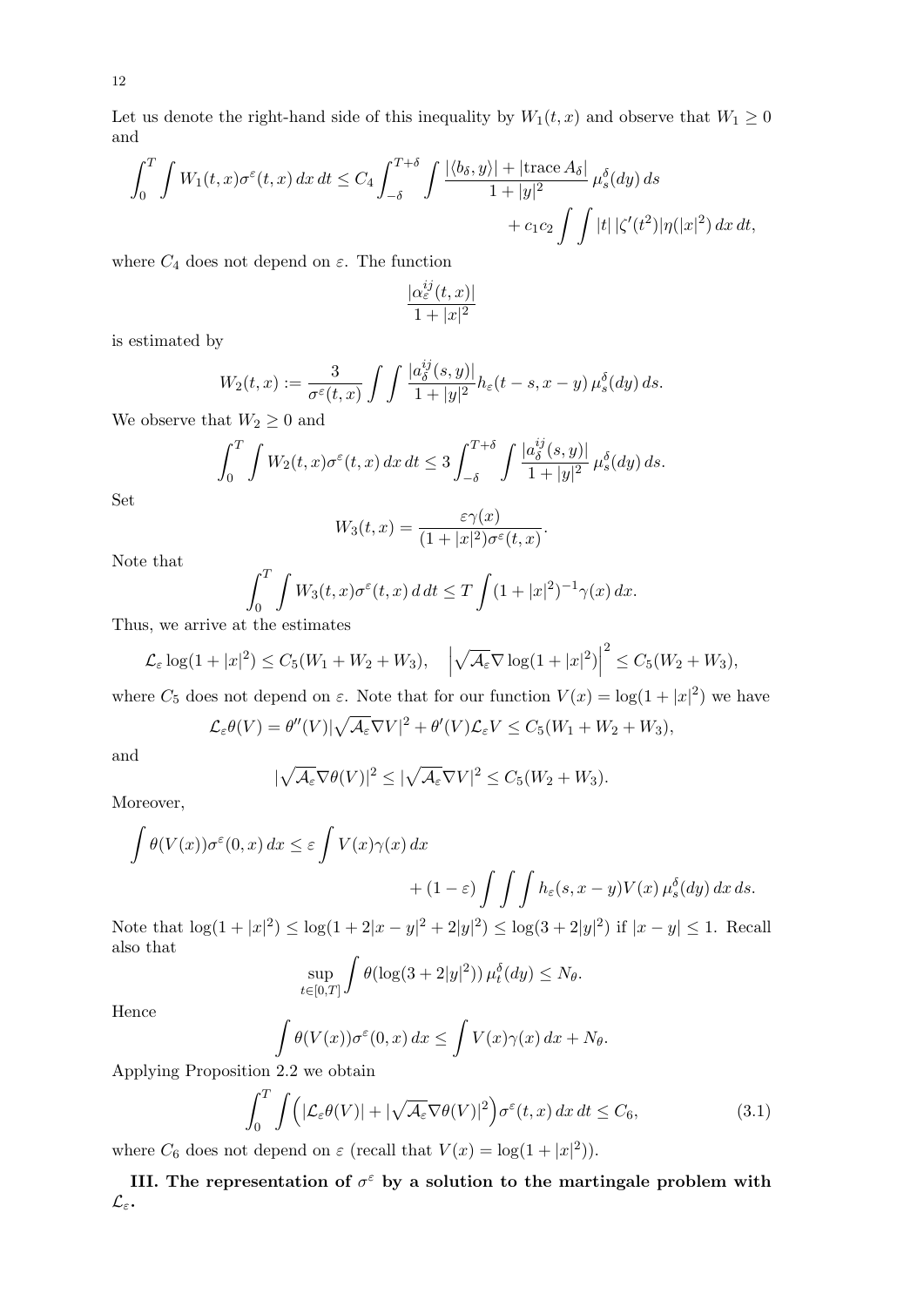Let us denote the right-hand side of this inequality by $W_1(t,x)$ and observe that $W_1 \geq 0$ and

$$\int_0^T \int W_1(t,x)\sigma^\varepsilon(t,x)\,dx\,dt \leq C_4 \int_{-\delta}^{T+\delta} \int \frac{|\langle b_\delta, y\rangle| + |\mathrm{trace}\, A_\delta|}{1+|y|^2}\,\mu_s^\delta(dy)\,ds \\ + c_1 c_2 \int\int |t|\,|\zeta'(t^2)|\eta(|x|^2)\,dx\,dt,$$

where $C_4$ does not depend on $\varepsilon$. The function

$$\frac{|\alpha_\varepsilon^{ij}(t,x)|}{1+|x|^2}$$

is estimated by

$$W_2(t,x) := \frac{3}{\sigma^\varepsilon(t,x)} \int\int \frac{|a_\delta^{ij}(s,y)|}{1+|y|^2} h_\varepsilon(t-s, x-y)\,\mu_s^\delta(dy)\,ds.$$

We observe that $W_2 \geq 0$ and

$$\int_0^T \int W_2(t,x)\sigma^\varepsilon(t,x)\,dx\,dt \leq 3 \int_{-\delta}^{T+\delta} \int \frac{|a_\delta^{ij}(s,y)|}{1+|y|^2}\,\mu_s^\delta(dy)\,ds.$$

Set

$$W_3(t,x) = \frac{\varepsilon\gamma(x)}{(1+|x|^2)\sigma^\varepsilon(t,x)}.$$

Note that

$$\int_0^T \int W_3(t,x)\sigma^\varepsilon(t,x)\,d\,dt \leq T \int (1+|x|^2)^{-1}\gamma(x)\,dx.$$

Thus, we arrive at the estimates

$$\mathcal{L}_\varepsilon \log(1+|x|^2) \leq C_5(W_1 + W_2 + W_3), \quad \Bigl|\sqrt{\mathcal{A}_\varepsilon}\nabla \log(1+|x|^2)\Bigr|^2 \leq C_5(W_2 + W_3),$$

where $C_5$ does not depend on $\varepsilon$. Note that for our function $V(x) = \log(1+|x|^2)$ we have

$$\mathcal{L}_\varepsilon \theta(V) = \theta''(V)|\sqrt{\mathcal{A}_\varepsilon}\nabla V|^2 + \theta'(V)\mathcal{L}_\varepsilon V \leq C_5(W_1 + W_2 + W_3),$$

and

$$|\sqrt{\mathcal{A}_\varepsilon}\nabla\theta(V)|^2 \leq |\sqrt{\mathcal{A}_\varepsilon}\nabla V|^2 \leq C_5(W_2 + W_3).$$

Moreover,

$$\int \theta(V(x))\sigma^\varepsilon(0,x)\,dx \leq \varepsilon \int V(x)\gamma(x)\,dx \\ + (1-\varepsilon)\int\int\int h_\varepsilon(s, x-y)V(x)\,\mu_s^\delta(dy)\,dx\,ds.$$

Note that $\log(1+|x|^2) \leq \log(1+2|x-y|^2+2|y|^2) \leq \log(3+2|y|^2)$ if $|x-y| \leq 1$. Recall also that

$$\sup_{t\in[0,T]} \int \theta(\log(3+2|y|^2))\,\mu_t^\delta(dy) \leq N_\theta.$$

Hence

$$\int \theta(V(x))\sigma^\varepsilon(0,x)\,dx \leq \int V(x)\gamma(x)\,dx + N_\theta.$$

Applying Proposition 2.2 we obtain

$$\int_0^T \int \Bigl(|\mathcal{L}_\varepsilon\theta(V)| + |\sqrt{\mathcal{A}_\varepsilon}\nabla\theta(V)|^2\Bigr)\sigma^\varepsilon(t,x)\,dx\,dt \leq C_6, \tag{3.1}$$

where $C_6$ does not depend on $\varepsilon$ (recall that $V(x) = \log(1+|x|^2)$).

**III. The representation of $\sigma^\varepsilon$ by a solution to the martingale problem with $\mathcal{L}_\varepsilon$.**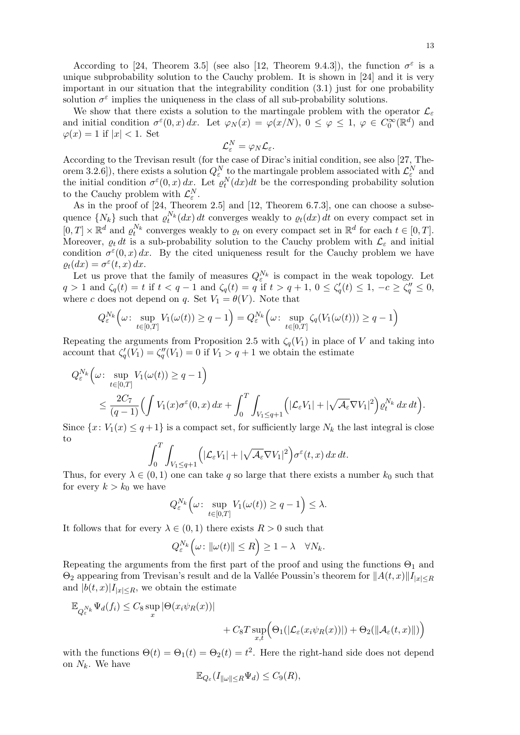According to [24, Theorem 3.5] (see also [12, Theorem 9.4.3]), the function $\sigma^\varepsilon$ is a unique subprobability solution to the Cauchy problem. It is shown in [24] and it is very important in our situation that the integrability condition (3.1) just for one probability solution $\sigma^\varepsilon$ implies the uniqueness in the class of all sub-probability solutions.

We show that there exists a solution to the martingale problem with the operator $\mathcal{L}_\varepsilon$ and initial condition $\sigma^\varepsilon(0,x)\,dx$. Let $\varphi_N(x) = \varphi(x/N)$, $0 \le \varphi \le 1$, $\varphi \in C_0^\infty(\mathbb{R}^d)$ and $\varphi(x) = 1$ if $|x| < 1$. Set

$$\mathcal{L}_\varepsilon^N = \varphi_N \mathcal{L}_\varepsilon.$$

According to the Trevisan result (for the case of Dirac's initial condition, see also [27, Theorem 3.2.6]), there exists a solution $Q_\varepsilon^N$ to the martingale problem associated with $\mathcal{L}_\varepsilon^N$ and the initial condition $\sigma^\varepsilon(0,x)\,dx$. Let $\varrho_t^N(dx)dt$ be the corresponding probability solution to the Cauchy problem with $\mathcal{L}_\varepsilon^N$.

As in the proof of [24, Theorem 2.5] and [12, Theorem 6.7.3], one can choose a subsequence $\{N_k\}$ such that $\varrho_t^{N_k}(dx)\,dt$ converges weakly to $\varrho_t(dx)\,dt$ on every compact set in $[0,T]\times\mathbb{R}^d$ and $\varrho_t^{N_k}$ converges weakly to $\varrho_t$ on every compact set in $\mathbb{R}^d$ for each $t \in [0,T]$. Moreover, $\varrho_t\,dt$ is a sub-probability solution to the Cauchy problem with $\mathcal{L}_\varepsilon$ and initial condition $\sigma^\varepsilon(0,x)\,dx$. By the cited uniqueness result for the Cauchy problem we have $\varrho_t(dx) = \sigma^\varepsilon(t,x)\,dx$.

Let us prove that the family of measures $Q_\varepsilon^{N_k}$ is compact in the weak topology. Let $q > 1$ and $\zeta_q(t) = t$ if $t < q-1$ and $\zeta_q(t) = q$ if $t > q+1$, $0 \le \zeta_q'(t) \le 1$, $-c \ge \zeta_q'' \le 0$, where $c$ does not depend on $q$. Set $V_1 = \theta(V)$. Note that

$$Q_\varepsilon^{N_k}\Bigl(\omega\colon \sup_{t\in[0,T]} V_1(\omega(t)) \ge q-1\Bigr) = Q_\varepsilon^{N_k}\Bigl(\omega\colon \sup_{t\in[0,T]} \zeta_q(V_1(\omega(t))) \ge q-1\Bigr)$$

Repeating the arguments from Proposition 2.5 with $\zeta_q(V_1)$ in place of $V$ and taking into account that $\zeta_q'(V_1) = \zeta_q''(V_1) = 0$ if $V_1 > q+1$ we obtain the estimate

$$\begin{aligned}
&Q_\varepsilon^{N_k}\Bigl(\omega\colon \sup_{t\in[0,T]} V_1(\omega(t)) \ge q-1\Bigr) \\
&\quad\le \frac{2C_7}{(q-1)}\Bigl(\int V_1(x)\sigma^\varepsilon(0,x)\,dx + \int_0^T\int_{V_1\le q+1}\Bigl(|\mathcal{L}_\varepsilon V_1| + |\sqrt{\mathcal{A}_\varepsilon}\nabla V_1|^2\Bigr)\varrho_t^{N_k}\,dx\,dt\Bigr).
\end{aligned}$$

Since $\{x\colon V_1(x) \le q+1\}$ is a compact set, for sufficiently large $N_k$ the last integral is close to

$$\int_0^T\int_{V_1\le q+1}\Bigl(|\mathcal{L}_\varepsilon V_1| + |\sqrt{\mathcal{A}_\varepsilon}\nabla V_1|^2\Bigr)\sigma^\varepsilon(t,x)\,dx\,dt.$$

Thus, for every $\lambda \in (0,1)$ one can take $q$ so large that there exists a number $k_0$ such that for every $k > k_0$ we have

$$Q_\varepsilon^{N_k}\Bigl(\omega\colon \sup_{t\in[0,T]} V_1(\omega(t)) \ge q-1\Bigr) \le \lambda.$$

It follows that for every $\lambda \in (0,1)$ there exists $R > 0$ such that

$$Q_\varepsilon^{N_k}\Bigl(\omega\colon \|\omega(t)\| \le R\Bigr) \ge 1-\lambda \quad \forall N_k.$$

Repeating the arguments from the first part of the proof and using the functions $\Theta_1$ and $\Theta_2$ appearing from Trevisan's result and de la Vallée Poussin's theorem for $\|A(t,x)\|I_{|x|\le R}$ and $|b(t,x)|I_{|x|\le R}$, we obtain the estimate

$$\begin{aligned}
\mathbb{E}_{Q_\varepsilon^{N_k}}\Psi_d(f_i) &\le C_8 \sup_x |\Theta(x_i\psi_R(x))| \\
&\qquad + C_8 T\sup_{x,t}\Bigl(\Theta_1(|\mathcal{L}_\varepsilon(x_i\psi_R(x))|) + \Theta_2(\|\mathcal{A}_\varepsilon(t,x)\|)\Bigr)
\end{aligned}$$

with the functions $\Theta(t) = \Theta_1(t) = \Theta_2(t) = t^2$. Here the right-hand side does not depend on $N_k$. We have

$$\mathbb{E}_{Q_\varepsilon}(I_{\|\omega\|\le R}\Psi_d) \le C_9(R),$$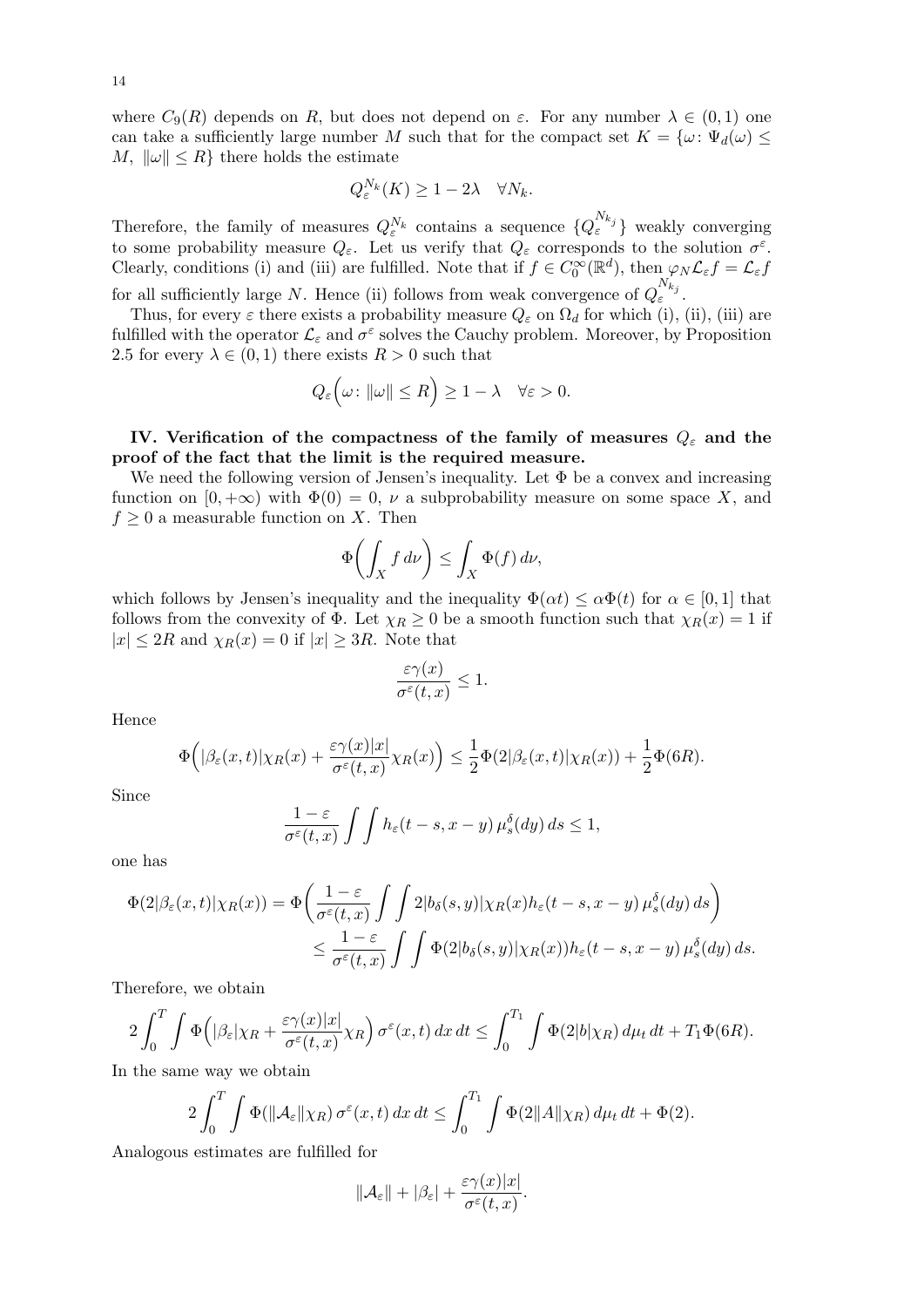where $C_9(R)$ depends on $R$, but does not depend on $\varepsilon$. For any number $\lambda \in (0,1)$ one can take a sufficiently large number $M$ such that for the compact set $K = \{\omega\colon \Psi_d(\omega) \le M,\ \|\omega\| \le R\}$ there holds the estimate

$$Q_\varepsilon^{N_k}(K) \ge 1 - 2\lambda \quad \forall N_k.$$

Therefore, the family of measures $Q_\varepsilon^{N_k}$ contains a sequence $\{Q_\varepsilon^{N_{k_j}}\}$ weakly converging to some probability measure $Q_\varepsilon$. Let us verify that $Q_\varepsilon$ corresponds to the solution $\sigma^\varepsilon$. Clearly, conditions (i) and (iii) are fulfilled. Note that if $f \in C_0^\infty(\mathbb{R}^d)$, then $\varphi_N \mathcal{L}_\varepsilon f = \mathcal{L}_\varepsilon f$ for all sufficiently large $N$. Hence (ii) follows from weak convergence of $Q_\varepsilon^{N_{k_j}}$.

Thus, for every $\varepsilon$ there exists a probability measure $Q_\varepsilon$ on $\Omega_d$ for which (i), (ii), (iii) are fulfilled with the operator $\mathcal{L}_\varepsilon$ and $\sigma^\varepsilon$ solves the Cauchy problem. Moreover, by Proposition 2.5 for every $\lambda \in (0,1)$ there exists $R > 0$ such that

$$Q_\varepsilon\Big(\omega\colon \|\omega\| \le R\Big) \ge 1 - \lambda \quad \forall \varepsilon > 0.$$

**IV. Verification of the compactness of the family of measures $Q_\varepsilon$ and the proof of the fact that the limit is the required measure.**

We need the following version of Jensen's inequality. Let $\Phi$ be a convex and increasing function on $[0,+\infty)$ with $\Phi(0) = 0$, $\nu$ a subprobability measure on some space $X$, and $f \ge 0$ a measurable function on $X$. Then

$$\Phi\Big(\int_X f\,d\nu\Big) \le \int_X \Phi(f)\,d\nu,$$

which follows by Jensen's inequality and the inequality $\Phi(\alpha t) \le \alpha\Phi(t)$ for $\alpha \in [0,1]$ that follows from the convexity of $\Phi$. Let $\chi_R \ge 0$ be a smooth function such that $\chi_R(x) = 1$ if $|x| \le 2R$ and $\chi_R(x) = 0$ if $|x| \ge 3R$. Note that

$$\frac{\varepsilon\gamma(x)}{\sigma^\varepsilon(t,x)} \le 1.$$

Hence

$$\Phi\Big(|\beta_\varepsilon(x,t)|\chi_R(x) + \frac{\varepsilon\gamma(x)|x|}{\sigma^\varepsilon(t,x)}\chi_R(x)\Big) \le \frac{1}{2}\Phi(2|\beta_\varepsilon(x,t)|\chi_R(x)) + \frac{1}{2}\Phi(6R).$$

Since

$$\frac{1-\varepsilon}{\sigma^\varepsilon(t,x)}\int\int h_\varepsilon(t-s,x-y)\,\mu_s^\delta(dy)\,ds \le 1,$$

one has

$$\begin{aligned}
\Phi(2|\beta_\varepsilon(x,t)|\chi_R(x)) &= \Phi\Big(\frac{1-\varepsilon}{\sigma^\varepsilon(t,x)}\int\int 2|b_\delta(s,y)|\chi_R(x)h_\varepsilon(t-s,x-y)\,\mu_s^\delta(dy)\,ds\Big) \\
&\le \frac{1-\varepsilon}{\sigma^\varepsilon(t,x)}\int\int \Phi(2|b_\delta(s,y)|\chi_R(x))h_\varepsilon(t-s,x-y)\,\mu_s^\delta(dy)\,ds.
\end{aligned}$$

Therefore, we obtain

$$2\int_0^T\int \Phi\Big(|\beta_\varepsilon|\chi_R + \frac{\varepsilon\gamma(x)|x|}{\sigma^\varepsilon(t,x)}\chi_R\Big)\,\sigma^\varepsilon(x,t)\,dx\,dt \le \int_0^{T_1}\int \Phi(2|b|\chi_R)\,d\mu_t\,dt + T_1\Phi(6R).$$

In the same way we obtain

$$2\int_0^T\int \Phi(\|\mathcal{A}_\varepsilon\|\chi_R)\,\sigma^\varepsilon(x,t)\,dx\,dt \le \int_0^{T_1}\int \Phi(2\|A\|\chi_R)\,d\mu_t\,dt + \Phi(2).$$

Analogous estimates are fulfilled for

$$\|\mathcal{A}_\varepsilon\| + |\beta_\varepsilon| + \frac{\varepsilon\gamma(x)|x|}{\sigma^\varepsilon(t,x)}.$$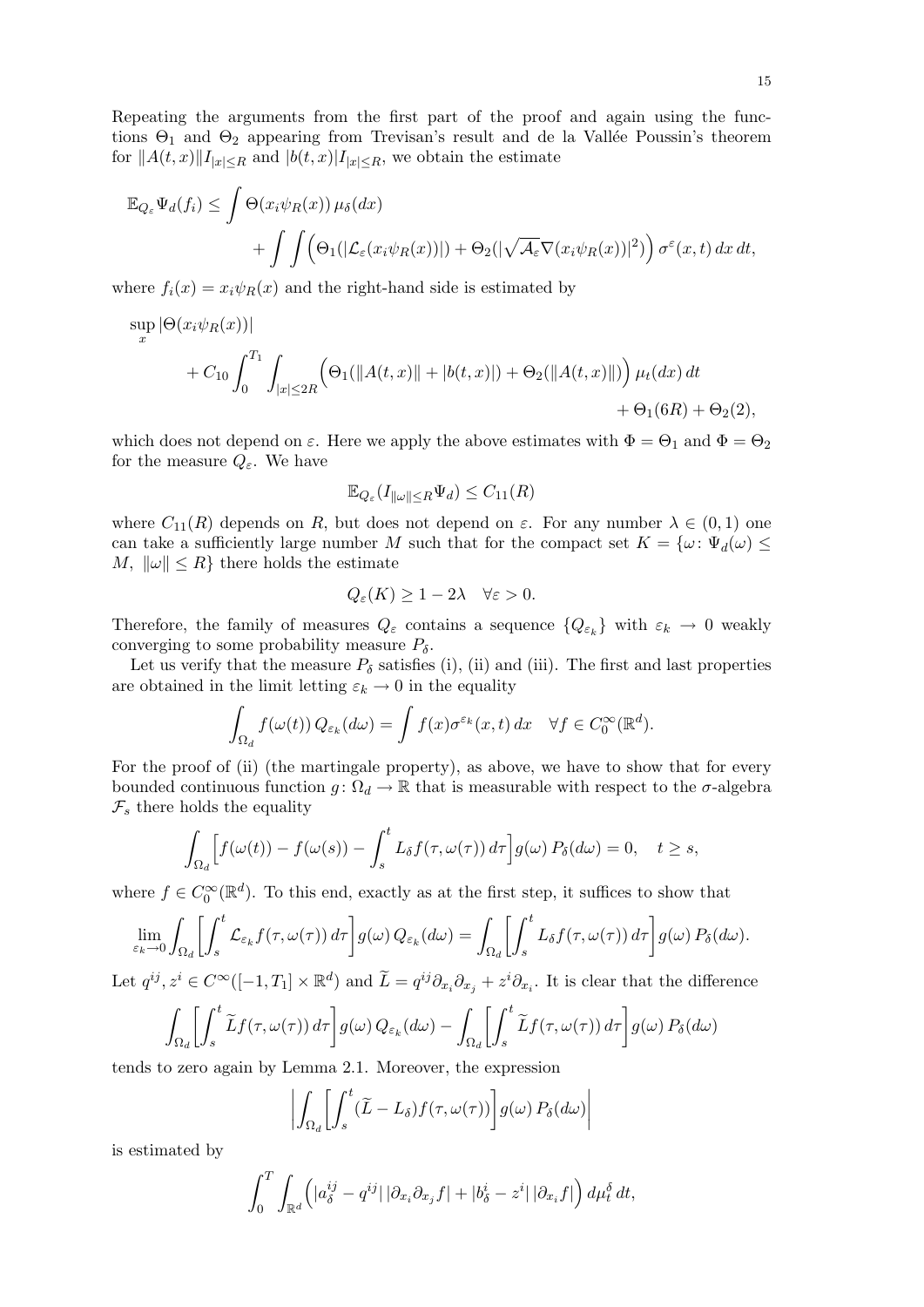Repeating the arguments from the first part of the proof and again using the functions $\Theta_1$ and $\Theta_2$ appearing from Trevisan's result and de la Vallée Poussin's theorem for $\|A(t,x)\|I_{|x|\le R}$ and $|b(t,x)|I_{|x|\le R}$, we obtain the estimate

$$
\mathbb{E}_{Q_\varepsilon}\Psi_d(f_i) \le \int \Theta(x_i\psi_R(x))\,\mu_\delta(dx) + \int\int \Bigl(\Theta_1(|\mathcal{L}_\varepsilon(x_i\psi_R(x))|) + \Theta_2(|\sqrt{\mathcal{A}_\varepsilon}\nabla(x_i\psi_R(x))|^2)\Bigr)\,\sigma^\varepsilon(x,t)\,dx\,dt,
$$

where $f_i(x) = x_i\psi_R(x)$ and the right-hand side is estimated by

$$
\sup_x |\Theta(x_i\psi_R(x))| + C_{10}\int_0^{T_1}\int_{|x|\le 2R}\Bigl(\Theta_1(\|A(t,x)\| + |b(t,x)|) + \Theta_2(\|A(t,x)\|)\Bigr)\,\mu_t(dx)\,dt + \Theta_1(6R) + \Theta_2(2),
$$

which does not depend on $\varepsilon$. Here we apply the above estimates with $\Phi = \Theta_1$ and $\Phi = \Theta_2$ for the measure $Q_\varepsilon$. We have

$$
\mathbb{E}_{Q_\varepsilon}(I_{\|\omega\|\le R}\Psi_d) \le C_{11}(R)
$$

where $C_{11}(R)$ depends on $R$, but does not depend on $\varepsilon$. For any number $\lambda \in (0,1)$ one can take a sufficiently large number $M$ such that for the compact set $K = \{\omega\colon \Psi_d(\omega) \le M,\ \|\omega\| \le R\}$ there holds the estimate

$$
Q_\varepsilon(K) \ge 1 - 2\lambda \quad \forall \varepsilon > 0.
$$

Therefore, the family of measures $Q_\varepsilon$ contains a sequence $\{Q_{\varepsilon_k}\}$ with $\varepsilon_k \to 0$ weakly converging to some probability measure $P_\delta$.

Let us verify that the measure $P_\delta$ satisfies (i), (ii) and (iii). The first and last properties are obtained in the limit letting $\varepsilon_k \to 0$ in the equality

$$
\int_{\Omega_d} f(\omega(t))\,Q_{\varepsilon_k}(d\omega) = \int f(x)\sigma^{\varepsilon_k}(x,t)\,dx \quad \forall f \in C_0^\infty(\mathbb{R}^d).
$$

For the proof of (ii) (the martingale property), as above, we have to show that for every bounded continuous function $g\colon \Omega_d \to \mathbb{R}$ that is measurable with respect to the $\sigma$-algebra $\mathcal{F}_s$ there holds the equality

$$
\int_{\Omega_d}\Bigl[f(\omega(t)) - f(\omega(s)) - \int_s^t L_\delta f(\tau,\omega(\tau))\,d\tau\Bigr]g(\omega)\,P_\delta(d\omega) = 0, \quad t \ge s,
$$

where $f \in C_0^\infty(\mathbb{R}^d)$. To this end, exactly as at the first step, it suffices to show that

$$
\lim_{\varepsilon_k\to 0}\int_{\Omega_d}\Bigl[\int_s^t \mathcal{L}_{\varepsilon_k} f(\tau,\omega(\tau))\,d\tau\Bigr]g(\omega)\,Q_{\varepsilon_k}(d\omega) = \int_{\Omega_d}\Bigl[\int_s^t L_\delta f(\tau,\omega(\tau))\,d\tau\Bigr]g(\omega)\,P_\delta(d\omega).
$$

Let $q^{ij}, z^i \in C^\infty([-1,T_1]\times\mathbb{R}^d)$ and $\widetilde{L} = q^{ij}\partial_{x_i}\partial_{x_j} + z^i\partial_{x_i}$. It is clear that the difference

$$
\int_{\Omega_d}\Bigl[\int_s^t \widetilde{L}f(\tau,\omega(\tau))\,d\tau\Bigr]g(\omega)\,Q_{\varepsilon_k}(d\omega) - \int_{\Omega_d}\Bigl[\int_s^t \widetilde{L}f(\tau,\omega(\tau))\,d\tau\Bigr]g(\omega)\,P_\delta(d\omega)
$$

tends to zero again by Lemma 2.1. Moreover, the expression

$$
\left|\int_{\Omega_d}\Bigl[\int_s^t (\widetilde{L} - L_\delta)f(\tau,\omega(\tau))\Bigr]g(\omega)\,P_\delta(d\omega)\right|
$$

is estimated by

$$
\int_0^T\int_{\mathbb{R}^d}\Bigl(|a_\delta^{ij} - q^{ij}|\,|\partial_{x_i}\partial_{x_j}f| + |b_\delta^i - z^i|\,|\partial_{x_i}f|\Bigr)\,d\mu_t^\delta\,dt,
$$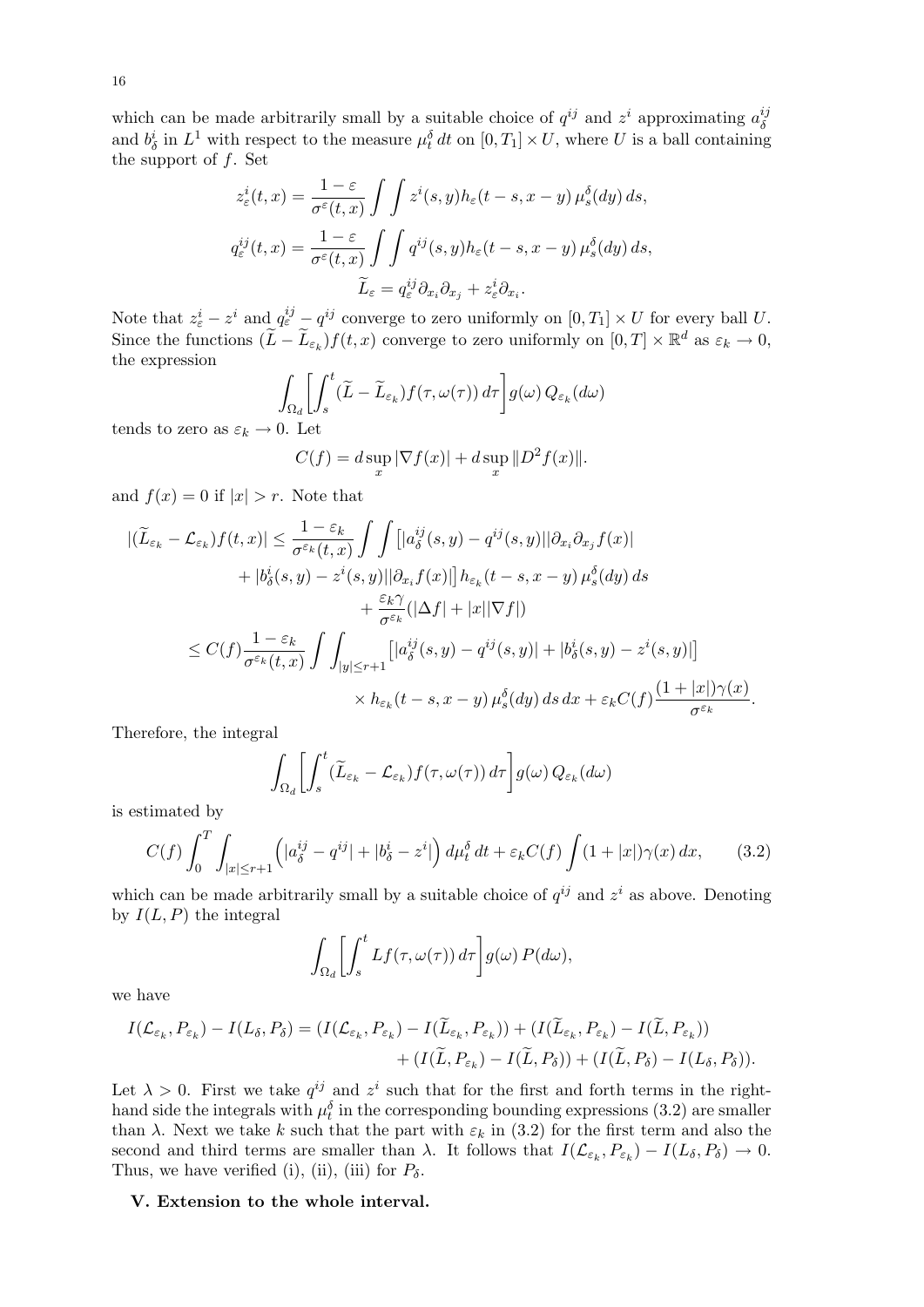which can be made arbitrarily small by a suitable choice of $q^{ij}$ and $z^i$ approximating $a_\delta^{ij}$ and $b_\delta^i$ in $L^1$ with respect to the measure $\mu_t^\delta\,dt$ on $[0,T_1]\times U$, where $U$ is a ball containing the support of $f$. Set

$$
z_\varepsilon^i(t,x) = \frac{1-\varepsilon}{\sigma^\varepsilon(t,x)} \int\int z^i(s,y) h_\varepsilon(t-s,x-y)\,\mu_s^\delta(dy)\,ds,
$$

$$
q_\varepsilon^{ij}(t,x) = \frac{1-\varepsilon}{\sigma^\varepsilon(t,x)} \int\int q^{ij}(s,y) h_\varepsilon(t-s,x-y)\,\mu_s^\delta(dy)\,ds,
$$

$$
\widetilde{L}_\varepsilon = q_\varepsilon^{ij}\partial_{x_i}\partial_{x_j} + z_\varepsilon^i \partial_{x_i}.
$$

Note that $z_\varepsilon^i - z^i$ and $q_\varepsilon^{ij} - q^{ij}$ converge to zero uniformly on $[0,T_1]\times U$ for every ball $U$. Since the functions $(\widetilde{L}-\widetilde{L}_{\varepsilon_k})f(t,x)$ converge to zero uniformly on $[0,T]\times\mathbb{R}^d$ as $\varepsilon_k\to 0$, the expression

$$
\int_{\Omega_d}\biggl[\int_s^t (\widetilde{L}-\widetilde{L}_{\varepsilon_k})f(\tau,\omega(\tau))\,d\tau\biggr] g(\omega)\,Q_{\varepsilon_k}(d\omega)
$$

tends to zero as $\varepsilon_k\to 0$. Let

$$
C(f) = d\sup_x |\nabla f(x)| + d\sup_x \|D^2 f(x)\|.
$$

and $f(x)=0$ if $|x|>r$. Note that

$$
\begin{aligned}
|(\widetilde{L}_{\varepsilon_k} - \mathcal{L}_{\varepsilon_k})f(t,x)| &\le \frac{1-\varepsilon_k}{\sigma^{\varepsilon_k}(t,x)} \int\int \bigl[|a_\delta^{ij}(s,y) - q^{ij}(s,y)||\partial_{x_i}\partial_{x_j} f(x)| \\
&\qquad + |b_\delta^i(s,y) - z^i(s,y)||\partial_{x_i} f(x)|\bigr] h_{\varepsilon_k}(t-s,x-y)\,\mu_s^\delta(dy)\,ds \\
&\qquad\qquad + \frac{\varepsilon_k\gamma}{\sigma^{\varepsilon_k}}(|\Delta f| + |x||\nabla f|) \\
&\le C(f)\frac{1-\varepsilon_k}{\sigma^{\varepsilon_k}(t,x)} \int\int_{|y|\le r+1} \bigl[|a_\delta^{ij}(s,y) - q^{ij}(s,y)| + |b_\delta^i(s,y) - z^i(s,y)|\bigr] \\
&\qquad\qquad \times h_{\varepsilon_k}(t-s,x-y)\,\mu_s^\delta(dy)\,ds\,dx + \varepsilon_k C(f)\frac{(1+|x|)\gamma(x)}{\sigma^{\varepsilon_k}}.
\end{aligned}
$$

Therefore, the integral

$$
\int_{\Omega_d}\biggl[\int_s^t (\widetilde{L}_{\varepsilon_k}-\mathcal{L}_{\varepsilon_k})f(\tau,\omega(\tau))\,d\tau\biggr] g(\omega)\,Q_{\varepsilon_k}(d\omega)
$$

is estimated by

$$
C(f)\int_0^T\int_{|x|\le r+1}\Bigl(|a_\delta^{ij} - q^{ij}| + |b_\delta^i - z^i|\Bigr)\,d\mu_t^\delta\,dt + \varepsilon_k C(f)\int (1+|x|)\gamma(x)\,dx, \tag{3.2}
$$

which can be made arbitrarily small by a suitable choice of $q^{ij}$ and $z^i$ as above. Denoting by $I(L,P)$ the integral

$$
\int_{\Omega_d}\biggl[\int_s^t Lf(\tau,\omega(\tau))\,d\tau\biggr] g(\omega)\,P(d\omega),
$$

we have

$$
\begin{aligned}
I(\mathcal{L}_{\varepsilon_k},P_{\varepsilon_k}) - I(L_\delta,P_\delta) &= (I(\mathcal{L}_{\varepsilon_k},P_{\varepsilon_k}) - I(\widetilde{L}_{\varepsilon_k},P_{\varepsilon_k})) + (I(\widetilde{L}_{\varepsilon_k},P_{\varepsilon_k}) - I(\widetilde{L},P_{\varepsilon_k})) \\
&\quad + (I(\widetilde{L},P_{\varepsilon_k}) - I(\widetilde{L},P_\delta)) + (I(\widetilde{L},P_\delta) - I(L_\delta,P_\delta)).
\end{aligned}
$$

Let $\lambda>0$. First we take $q^{ij}$ and $z^i$ such that for the first and forth terms in the right-hand side the integrals with $\mu_t^\delta$ in the corresponding bounding expressions (3.2) are smaller than $\lambda$. Next we take $k$ such that the part with $\varepsilon_k$ in (3.2) for the first term and also the second and third terms are smaller than $\lambda$. It follows that $I(\mathcal{L}_{\varepsilon_k},P_{\varepsilon_k}) - I(L_\delta,P_\delta)\to 0$. Thus, we have verified (i), (ii), (iii) for $P_\delta$.

**V. Extension to the whole interval.**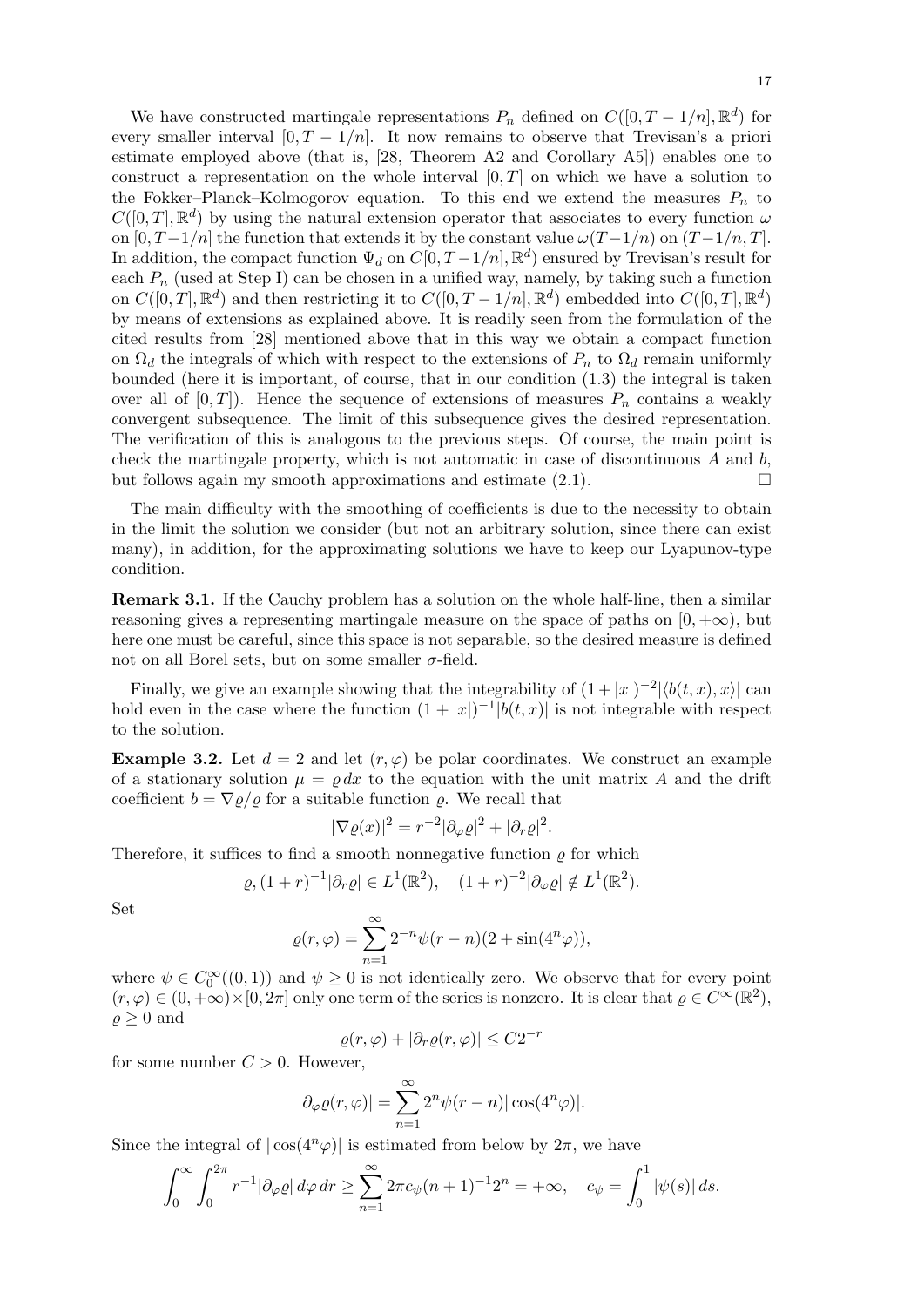We have constructed martingale representations $P_n$ defined on $C([0,T-1/n],\mathbb{R}^d)$ for every smaller interval $[0,T-1/n]$. It now remains to observe that Trevisan's a priori estimate employed above (that is, [28, Theorem A2 and Corollary A5]) enables one to construct a representation on the whole interval $[0,T]$ on which we have a solution to the Fokker–Planck–Kolmogorov equation. To this end we extend the measures $P_n$ to $C([0,T],\mathbb{R}^d)$ by using the natural extension operator that associates to every function $\omega$ on $[0,T-1/n]$ the function that extends it by the constant value $\omega(T-1/n)$ on $(T-1/n,T]$. In addition, the compact function $\Psi_d$ on $C[0,T-1/n],\mathbb{R}^d)$ ensured by Trevisan's result for each $P_n$ (used at Step I) can be chosen in a unified way, namely, by taking such a function on $C([0,T],\mathbb{R}^d)$ and then restricting it to $C([0,T-1/n],\mathbb{R}^d)$ embedded into $C([0,T],\mathbb{R}^d)$ by means of extensions as explained above. It is readily seen from the formulation of the cited results from [28] mentioned above that in this way we obtain a compact function on $\Omega_d$ the integrals of which with respect to the extensions of $P_n$ to $\Omega_d$ remain uniformly bounded (here it is important, of course, that in our condition (1.3) the integral is taken over all of $[0,T]$). Hence the sequence of extensions of measures $P_n$ contains a weakly convergent subsequence. The limit of this subsequence gives the desired representation. The verification of this is analogous to the previous steps. Of course, the main point is check the martingale property, which is not automatic in case of discontinuous $A$ and $b$, but follows again my smooth approximations and estimate (2.1). $\square$

The main difficulty with the smoothing of coefficients is due to the necessity to obtain in the limit the solution we consider (but not an arbitrary solution, since there can exist many), in addition, for the approximating solutions we have to keep our Lyapunov-type condition.

**Remark 3.1.** If the Cauchy problem has a solution on the whole half-line, then a similar reasoning gives a representing martingale measure on the space of paths on $[0,+\infty)$, but here one must be careful, since this space is not separable, so the desired measure is defined not on all Borel sets, but on some smaller $\sigma$-field.

Finally, we give an example showing that the integrability of $(1+|x|)^{-2}|\langle b(t,x),x\rangle|$ can hold even in the case where the function $(1+|x|)^{-1}|b(t,x)|$ is not integrable with respect to the solution.

**Example 3.2.** Let $d=2$ and let $(r,\varphi)$ be polar coordinates. We construct an example of a stationary solution $\mu=\varrho\,dx$ to the equation with the unit matrix $A$ and the drift coefficient $b=\nabla\varrho/\varrho$ for a suitable function $\varrho$. We recall that

$$|\nabla\varrho(x)|^2 = r^{-2}|\partial_\varphi\varrho|^2+|\partial_r\varrho|^2.$$

Therefore, it suffices to find a smooth nonnegative function $\varrho$ for which

$$\varrho,\,(1+r)^{-1}|\partial_r\varrho|\in L^1(\mathbb{R}^2),\quad (1+r)^{-2}|\partial_\varphi\varrho|\notin L^1(\mathbb{R}^2).$$

Set

$$\varrho(r,\varphi)=\sum_{n=1}^{\infty}2^{-n}\psi(r-n)(2+\sin(4^n\varphi)),$$

where $\psi\in C_0^\infty((0,1))$ and $\psi\ge 0$ is not identically zero. We observe that for every point $(r,\varphi)\in(0,+\infty)\times[0,2\pi]$ only one term of the series is nonzero. It is clear that $\varrho\in C^\infty(\mathbb{R}^2)$, $\varrho\ge 0$ and

$$\varrho(r,\varphi)+|\partial_r\varrho(r,\varphi)|\le C2^{-r}$$

for some number $C>0$. However,

$$|\partial_\varphi\varrho(r,\varphi)|=\sum_{n=1}^{\infty}2^n\psi(r-n)|\cos(4^n\varphi)|.$$

Since the integral of $|\cos(4^n\varphi)|$ is estimated from below by $2\pi$, we have

$$\int_0^\infty\int_0^{2\pi}r^{-1}|\partial_\varphi\varrho|\,d\varphi\,dr\ge\sum_{n=1}^{\infty}2\pi c_\psi(n+1)^{-1}2^n=+\infty,\quad c_\psi=\int_0^1|\psi(s)|\,ds.$$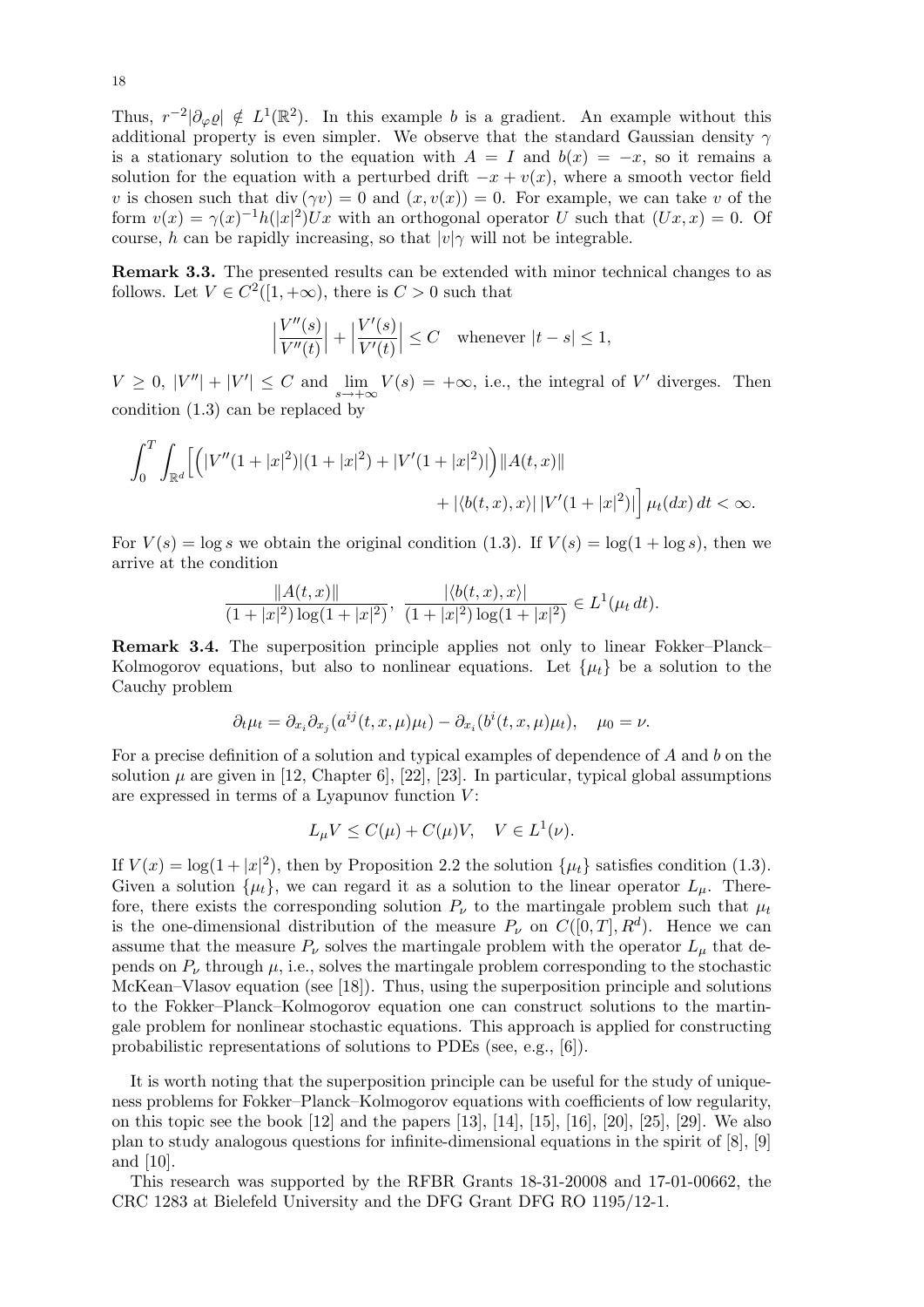Thus, $r^{-2}|\partial_\varphi \varrho| \notin L^1(\mathbb{R}^2)$. In this example $b$ is a gradient. An example without this additional property is even simpler. We observe that the standard Gaussian density $\gamma$ is a stationary solution to the equation with $A = I$ and $b(x) = -x$, so it remains a solution for the equation with a perturbed drift $-x + v(x)$, where a smooth vector field $v$ is chosen such that $\operatorname{div}(\gamma v) = 0$ and $(x, v(x)) = 0$. For example, we can take $v$ of the form $v(x) = \gamma(x)^{-1} h(|x|^2) Ux$ with an orthogonal operator $U$ such that $(Ux, x) = 0$. Of course, $h$ can be rapidly increasing, so that $|v|\gamma$ will not be integrable.

**Remark 3.3.** The presented results can be extended with minor technical changes to as follows. Let $V \in C^2([1, +\infty)$, there is $C > 0$ such that

$$
\Bigl|\frac{V''(s)}{V''(t)}\Bigr| + \Bigl|\frac{V'(s)}{V'(t)}\Bigr| \le C \quad \text{whenever } |t - s| \le 1,
$$

$V \ge 0$, $|V''| + |V'| \le C$ and $\lim\limits_{s \to +\infty} V(s) = +\infty$, i.e., the integral of $V'$ diverges. Then condition (1.3) can be replaced by

$$
\int_0^T \int_{\mathbb{R}^d} \Bigl[ \Bigl( |V''(1+|x|^2)|(1+|x|^2) + |V'(1+|x|^2)| \Bigr) \|A(t,x)\| \\
+ |\langle b(t,x), x\rangle| \, |V'(1+|x|^2)| \Bigr] \, \mu_t(dx)\, dt < \infty.
$$

For $V(s) = \log s$ we obtain the original condition (1.3). If $V(s) = \log(1 + \log s)$, then we arrive at the condition

$$
\frac{\|A(t,x)\|}{(1+|x|^2)\log(1+|x|^2)}, \ \frac{|\langle b(t,x), x\rangle|}{(1+|x|^2)\log(1+|x|^2)} \in L^1(\mu_t\, dt).
$$

**Remark 3.4.** The superposition principle applies not only to linear Fokker–Planck–Kolmogorov equations, but also to nonlinear equations. Let $\{\mu_t\}$ be a solution to the Cauchy problem

$$
\partial_t \mu_t = \partial_{x_i} \partial_{x_j} (a^{ij}(t, x, \mu)\mu_t) - \partial_{x_i}(b^i(t, x, \mu)\mu_t), \quad \mu_0 = \nu.
$$

For a precise definition of a solution and typical examples of dependence of $A$ and $b$ on the solution $\mu$ are given in [12, Chapter 6], [22], [23]. In particular, typical global assumptions are expressed in terms of a Lyapunov function $V$:

$$
L_\mu V \le C(\mu) + C(\mu) V, \quad V \in L^1(\nu).
$$

If $V(x) = \log(1 + |x|^2)$, then by Proposition 2.2 the solution $\{\mu_t\}$ satisfies condition (1.3). Given a solution $\{\mu_t\}$, we can regard it as a solution to the linear operator $L_\mu$. Therefore, there exists the corresponding solution $P_\nu$ to the martingale problem such that $\mu_t$ is the one-dimensional distribution of the measure $P_\nu$ on $C([0,T], R^d)$. Hence we can assume that the measure $P_\nu$ solves the martingale problem with the operator $L_\mu$ that depends on $P_\nu$ through $\mu$, i.e., solves the martingale problem corresponding to the stochastic McKean–Vlasov equation (see [18]). Thus, using the superposition principle and solutions to the Fokker–Planck–Kolmogorov equation one can construct solutions to the martingale problem for nonlinear stochastic equations. This approach is applied for constructing probabilistic representations of solutions to PDEs (see, e.g., [6]).

It is worth noting that the superposition principle can be useful for the study of uniqueness problems for Fokker–Planck–Kolmogorov equations with coefficients of low regularity, on this topic see the book [12] and the papers [13], [14], [15], [16], [20], [25], [29]. We also plan to study analogous questions for infinite-dimensional equations in the spirit of [8], [9] and [10].

This research was supported by the RFBR Grants 18-31-20008 and 17-01-00662, the CRC 1283 at Bielefeld University and the DFG Grant DFG RO 1195/12-1.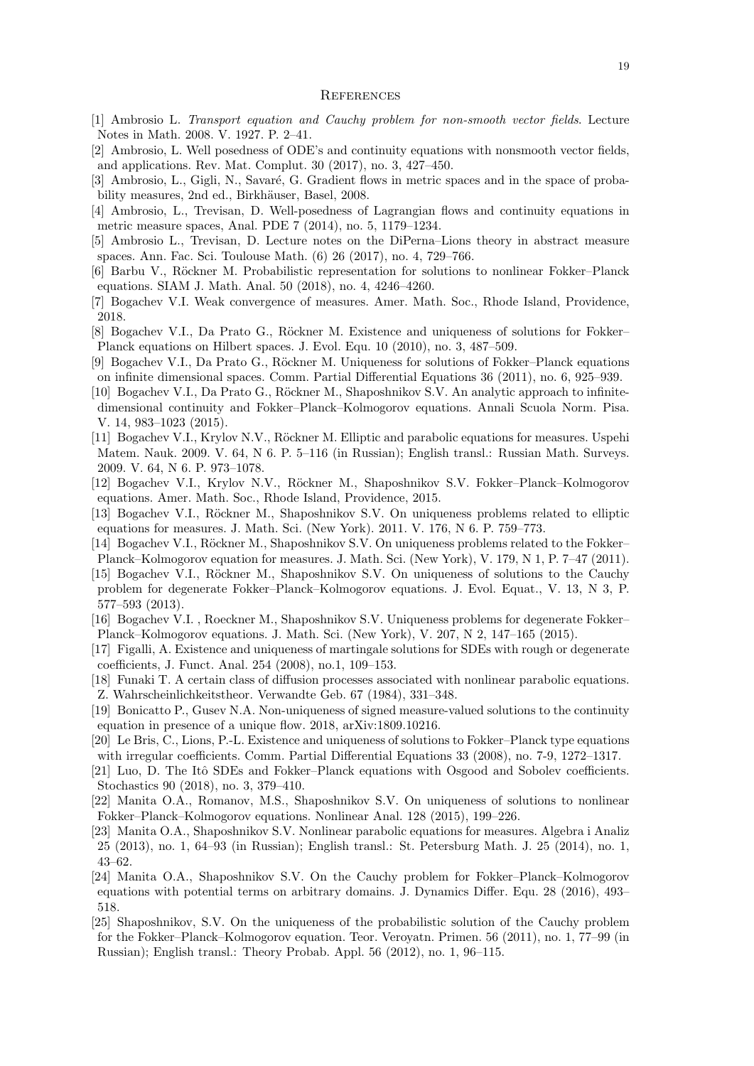## References

[1] Ambrosio L. *Transport equation and Cauchy problem for non-smooth vector fields*. Lecture Notes in Math. 2008. V. 1927. P. 2–41.

[2] Ambrosio, L. Well posedness of ODE's and continuity equations with nonsmooth vector fields, and applications. Rev. Mat. Complut. 30 (2017), no. 3, 427–450.

[3] Ambrosio, L., Gigli, N., Savaré, G. Gradient flows in metric spaces and in the space of probability measures, 2nd ed., Birkhäuser, Basel, 2008.

[4] Ambrosio, L., Trevisan, D. Well-posedness of Lagrangian flows and continuity equations in metric measure spaces, Anal. PDE 7 (2014), no. 5, 1179–1234.

[5] Ambrosio L., Trevisan, D. Lecture notes on the DiPerna–Lions theory in abstract measure spaces. Ann. Fac. Sci. Toulouse Math. (6) 26 (2017), no. 4, 729–766.

[6] Barbu V., Röckner M. Probabilistic representation for solutions to nonlinear Fokker–Planck equations. SIAM J. Math. Anal. 50 (2018), no. 4, 4246–4260.

[7] Bogachev V.I. Weak convergence of measures. Amer. Math. Soc., Rhode Island, Providence, 2018.

[8] Bogachev V.I., Da Prato G., Röckner M. Existence and uniqueness of solutions for Fokker–Planck equations on Hilbert spaces. J. Evol. Equ. 10 (2010), no. 3, 487–509.

[9] Bogachev V.I., Da Prato G., Röckner M. Uniqueness for solutions of Fokker–Planck equations on infinite dimensional spaces. Comm. Partial Differential Equations 36 (2011), no. 6, 925–939.

[10] Bogachev V.I., Da Prato G., Röckner M., Shaposhnikov S.V. An analytic approach to infinite-dimensional continuity and Fokker–Planck–Kolmogorov equations. Annali Scuola Norm. Pisa. V. 14, 983–1023 (2015).

[11] Bogachev V.I., Krylov N.V., Röckner M. Elliptic and parabolic equations for measures. Uspehi Matem. Nauk. 2009. V. 64, N 6. P. 5–116 (in Russian); English transl.: Russian Math. Surveys. 2009. V. 64, N 6. P. 973–1078.

[12] Bogachev V.I., Krylov N.V., Röckner M., Shaposhnikov S.V. Fokker–Planck–Kolmogorov equations. Amer. Math. Soc., Rhode Island, Providence, 2015.

[13] Bogachev V.I., Röckner M., Shaposhnikov S.V. On uniqueness problems related to elliptic equations for measures. J. Math. Sci. (New York). 2011. V. 176, N 6. P. 759–773.

[14] Bogachev V.I., Röckner M., Shaposhnikov S.V. On uniqueness problems related to the Fokker–Planck–Kolmogorov equation for measures. J. Math. Sci. (New York), V. 179, N 1, P. 7–47 (2011).

[15] Bogachev V.I., Röckner M., Shaposhnikov S.V. On uniqueness of solutions to the Cauchy problem for degenerate Fokker–Planck–Kolmogorov equations. J. Evol. Equat., V. 13, N 3, P. 577–593 (2013).

[16] Bogachev V.I. , Roeckner M., Shaposhnikov S.V. Uniqueness problems for degenerate Fokker–Planck–Kolmogorov equations. J. Math. Sci. (New York), V. 207, N 2, 147–165 (2015).

[17] Figalli, A. Existence and uniqueness of martingale solutions for SDEs with rough or degenerate coefficients, J. Funct. Anal. 254 (2008), no.1, 109–153.

[18] Funaki T. A certain class of diffusion processes associated with nonlinear parabolic equations. Z. Wahrscheinlichkeitstheor. Verwandte Geb. 67 (1984), 331–348.

[19] Bonicatto P., Gusev N.A. Non-uniqueness of signed measure-valued solutions to the continuity equation in presence of a unique flow. 2018, arXiv:1809.10216.

[20] Le Bris, C., Lions, P.-L. Existence and uniqueness of solutions to Fokker–Planck type equations with irregular coefficients. Comm. Partial Differential Equations 33 (2008), no. 7-9, 1272–1317.

[21] Luo, D. The Itô SDEs and Fokker–Planck equations with Osgood and Sobolev coefficients. Stochastics 90 (2018), no. 3, 379–410.

[22] Manita O.A., Romanov, M.S., Shaposhnikov S.V. On uniqueness of solutions to nonlinear Fokker–Planck–Kolmogorov equations. Nonlinear Anal. 128 (2015), 199–226.

[23] Manita O.A., Shaposhnikov S.V. Nonlinear parabolic equations for measures. Algebra i Analiz 25 (2013), no. 1, 64–93 (in Russian); English transl.: St. Petersburg Math. J. 25 (2014), no. 1, 43–62.

[24] Manita O.A., Shaposhnikov S.V. On the Cauchy problem for Fokker–Planck–Kolmogorov equations with potential terms on arbitrary domains. J. Dynamics Differ. Equ. 28 (2016), 493–518.

[25] Shaposhnikov, S.V. On the uniqueness of the probabilistic solution of the Cauchy problem for the Fokker–Planck–Kolmogorov equation. Teor. Veroyatn. Primen. 56 (2011), no. 1, 77–99 (in Russian); English transl.: Theory Probab. Appl. 56 (2012), no. 1, 96–115.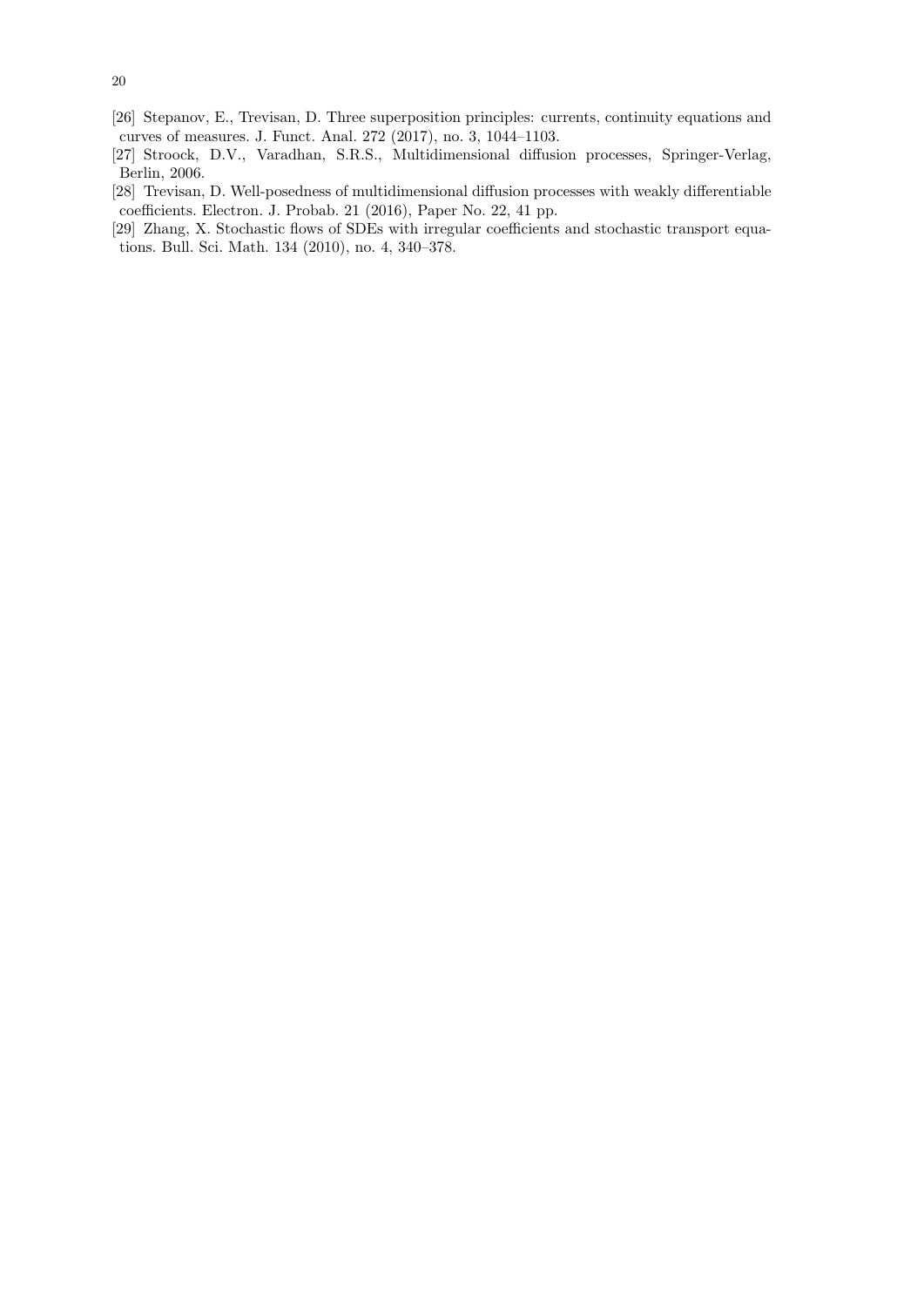[26] Stepanov, E., Trevisan, D. Three superposition principles: currents, continuity equations and curves of measures. J. Funct. Anal. 272 (2017), no. 3, 1044–1103.

[27] Stroock, D.V., Varadhan, S.R.S., Multidimensional diffusion processes, Springer-Verlag, Berlin, 2006.

[28] Trevisan, D. Well-posedness of multidimensional diffusion processes with weakly differentiable coefficients. Electron. J. Probab. 21 (2016), Paper No. 22, 41 pp.

[29] Zhang, X. Stochastic flows of SDEs with irregular coefficients and stochastic transport equations. Bull. Sci. Math. 134 (2010), no. 4, 340–378.